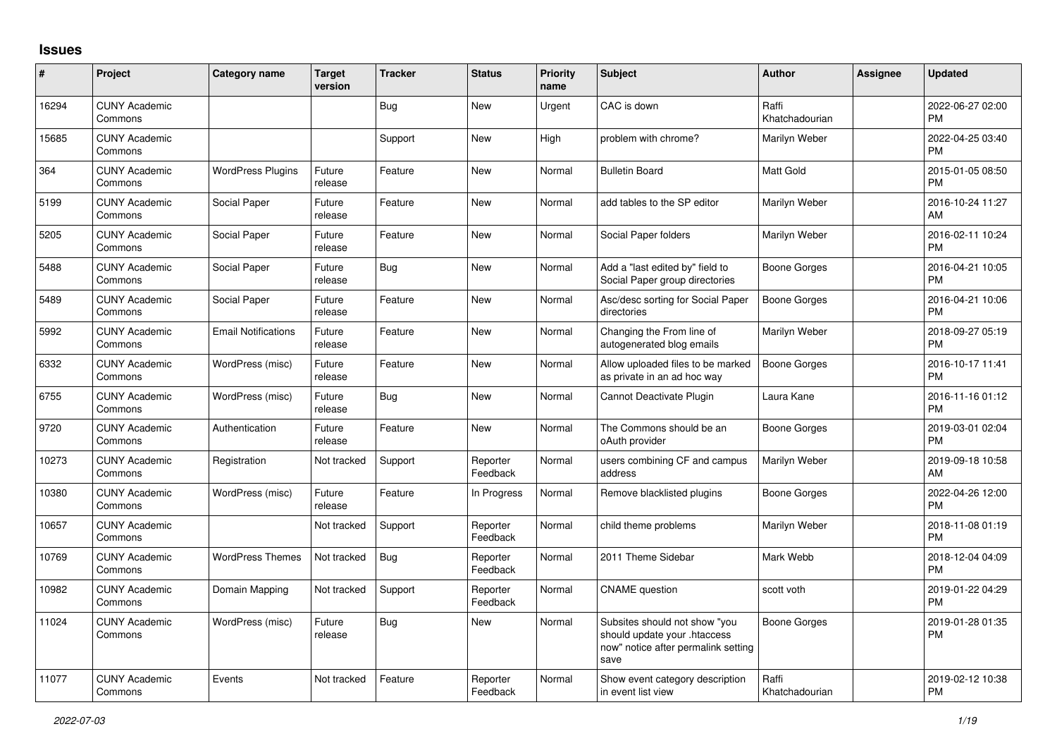## Issues

| # | Project | Category name | Target version | Tracker | Status | Priority name | Subject | Author | Assignee | Updated |
|---|---|---|---|---|---|---|---|---|---|---|
| 16294 | CUNY Academic Commons | | | Bug | New | Urgent | CAC is down | Raffi Khatchadourian | | 2022-06-27 02:00 PM |
| 15685 | CUNY Academic Commons | | | Support | New | High | problem with chrome? | Marilyn Weber | | 2022-04-25 03:40 PM |
| 364 | CUNY Academic Commons | WordPress Plugins | Future release | Feature | New | Normal | Bulletin Board | Matt Gold | | 2015-01-05 08:50 PM |
| 5199 | CUNY Academic Commons | Social Paper | Future release | Feature | New | Normal | add tables to the SP editor | Marilyn Weber | | 2016-10-24 11:27 AM |
| 5205 | CUNY Academic Commons | Social Paper | Future release | Feature | New | Normal | Social Paper folders | Marilyn Weber | | 2016-02-11 10:24 PM |
| 5488 | CUNY Academic Commons | Social Paper | Future release | Bug | New | Normal | Add a "last edited by" field to Social Paper group directories | Boone Gorges | | 2016-04-21 10:05 PM |
| 5489 | CUNY Academic Commons | Social Paper | Future release | Feature | New | Normal | Asc/desc sorting for Social Paper directories | Boone Gorges | | 2016-04-21 10:06 PM |
| 5992 | CUNY Academic Commons | Email Notifications | Future release | Feature | New | Normal | Changing the From line of autogenerated blog emails | Marilyn Weber | | 2018-09-27 05:19 PM |
| 6332 | CUNY Academic Commons | WordPress (misc) | Future release | Feature | New | Normal | Allow uploaded files to be marked as private in an ad hoc way | Boone Gorges | | 2016-10-17 11:41 PM |
| 6755 | CUNY Academic Commons | WordPress (misc) | Future release | Bug | New | Normal | Cannot Deactivate Plugin | Laura Kane | | 2016-11-16 01:12 PM |
| 9720 | CUNY Academic Commons | Authentication | Future release | Feature | New | Normal | The Commons should be an oAuth provider | Boone Gorges | | 2019-03-01 02:04 PM |
| 10273 | CUNY Academic Commons | Registration | Not tracked | Support | Reporter Feedback | Normal | users combining CF and campus address | Marilyn Weber | | 2019-09-18 10:58 AM |
| 10380 | CUNY Academic Commons | WordPress (misc) | Future release | Feature | In Progress | Normal | Remove blacklisted plugins | Boone Gorges | | 2022-04-26 12:00 PM |
| 10657 | CUNY Academic Commons | | Not tracked | Support | Reporter Feedback | Normal | child theme problems | Marilyn Weber | | 2018-11-08 01:19 PM |
| 10769 | CUNY Academic Commons | WordPress Themes | Not tracked | Bug | Reporter Feedback | Normal | 2011 Theme Sidebar | Mark Webb | | 2018-12-04 04:09 PM |
| 10982 | CUNY Academic Commons | Domain Mapping | Not tracked | Support | Reporter Feedback | Normal | CNAME question | scott voth | | 2019-01-22 04:29 PM |
| 11024 | CUNY Academic Commons | WordPress (misc) | Future release | Bug | New | Normal | Subsites should not show "you should update your .htaccess now" notice after permalink setting save | Boone Gorges | | 2019-01-28 01:35 PM |
| 11077 | CUNY Academic Commons | Events | Not tracked | Feature | Reporter Feedback | Normal | Show event category description in event list view | Raffi Khatchadourian | | 2019-02-12 10:38 PM |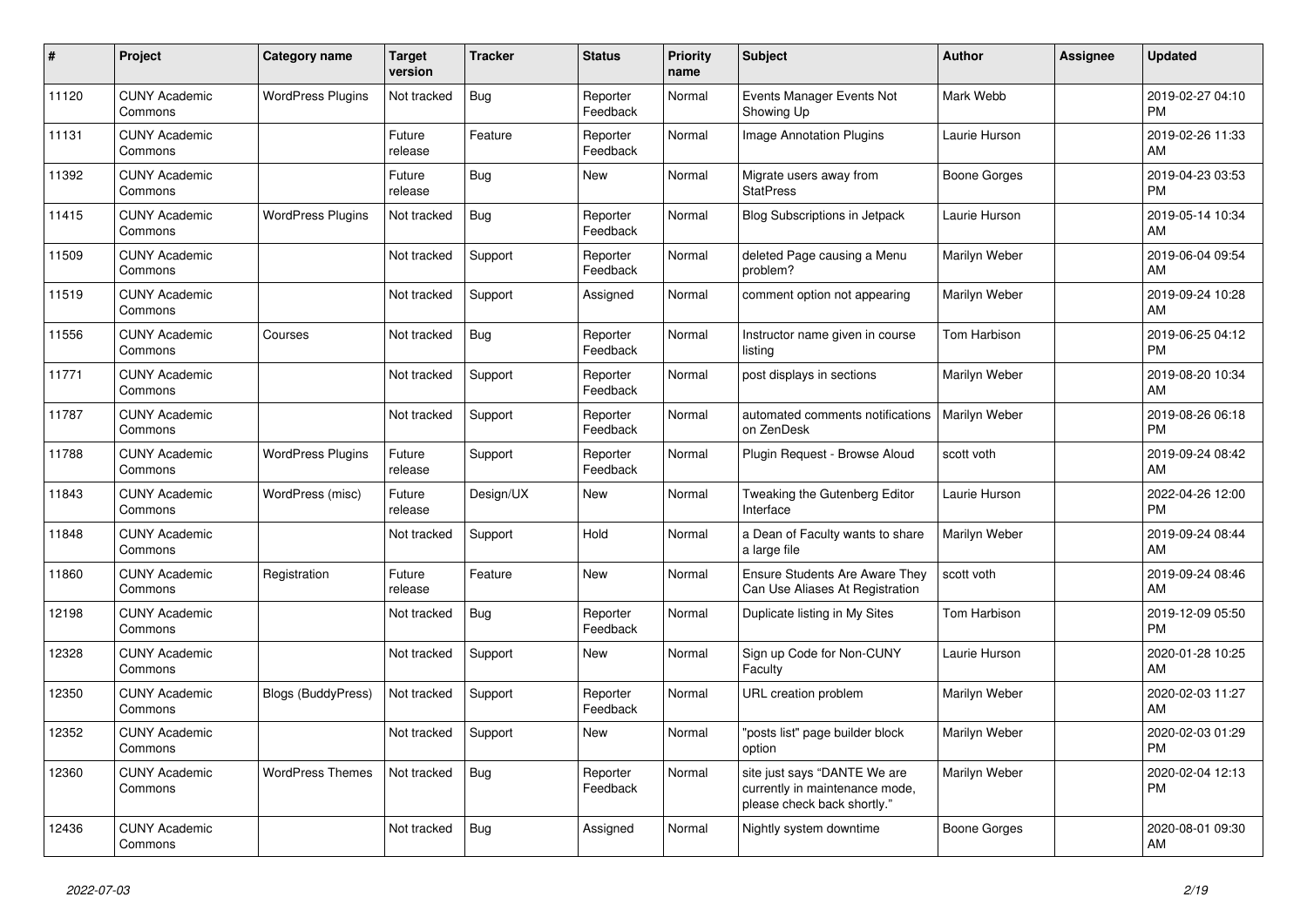| # | Project | Category name | Target version | Tracker | Status | Priority name | Subject | Author | Assignee | Updated |
|---|---|---|---|---|---|---|---|---|---|---|
| 11120 | CUNY Academic Commons | WordPress Plugins | Not tracked | Bug | Reporter Feedback | Normal | Events Manager Events Not Showing Up | Mark Webb | | 2019-02-27 04:10 PM |
| 11131 | CUNY Academic Commons | | Future release | Feature | Reporter Feedback | Normal | Image Annotation Plugins | Laurie Hurson | | 2019-02-26 11:33 AM |
| 11392 | CUNY Academic Commons | | Future release | Bug | New | Normal | Migrate users away from StatPress | Boone Gorges | | 2019-04-23 03:53 PM |
| 11415 | CUNY Academic Commons | WordPress Plugins | Not tracked | Bug | Reporter Feedback | Normal | Blog Subscriptions in Jetpack | Laurie Hurson | | 2019-05-14 10:34 AM |
| 11509 | CUNY Academic Commons | | Not tracked | Support | Reporter Feedback | Normal | deleted Page causing a Menu problem? | Marilyn Weber | | 2019-06-04 09:54 AM |
| 11519 | CUNY Academic Commons | | Not tracked | Support | Assigned | Normal | comment option not appearing | Marilyn Weber | | 2019-09-24 10:28 AM |
| 11556 | CUNY Academic Commons | Courses | Not tracked | Bug | Reporter Feedback | Normal | Instructor name given in course listing | Tom Harbison | | 2019-06-25 04:12 PM |
| 11771 | CUNY Academic Commons | | Not tracked | Support | Reporter Feedback | Normal | post displays in sections | Marilyn Weber | | 2019-08-20 10:34 AM |
| 11787 | CUNY Academic Commons | | Not tracked | Support | Reporter Feedback | Normal | automated comments notifications on ZenDesk | Marilyn Weber | | 2019-08-26 06:18 PM |
| 11788 | CUNY Academic Commons | WordPress Plugins | Future release | Support | Reporter Feedback | Normal | Plugin Request - Browse Aloud | scott voth | | 2019-09-24 08:42 AM |
| 11843 | CUNY Academic Commons | WordPress (misc) | Future release | Design/UX | New | Normal | Tweaking the Gutenberg Editor Interface | Laurie Hurson | | 2022-04-26 12:00 PM |
| 11848 | CUNY Academic Commons | | Not tracked | Support | Hold | Normal | a Dean of Faculty wants to share a large file | Marilyn Weber | | 2019-09-24 08:44 AM |
| 11860 | CUNY Academic Commons | Registration | Future release | Feature | New | Normal | Ensure Students Are Aware They Can Use Aliases At Registration | scott voth | | 2019-09-24 08:46 AM |
| 12198 | CUNY Academic Commons | | Not tracked | Bug | Reporter Feedback | Normal | Duplicate listing in My Sites | Tom Harbison | | 2019-12-09 05:50 PM |
| 12328 | CUNY Academic Commons | | Not tracked | Support | New | Normal | Sign up Code for Non-CUNY Faculty | Laurie Hurson | | 2020-01-28 10:25 AM |
| 12350 | CUNY Academic Commons | Blogs (BuddyPress) | Not tracked | Support | Reporter Feedback | Normal | URL creation problem | Marilyn Weber | | 2020-02-03 11:27 AM |
| 12352 | CUNY Academic Commons | | Not tracked | Support | New | Normal | "posts list" page builder block option | Marilyn Weber | | 2020-02-03 01:29 PM |
| 12360 | CUNY Academic Commons | WordPress Themes | Not tracked | Bug | Reporter Feedback | Normal | site just says "DANTE We are currently in maintenance mode, please check back shortly." | Marilyn Weber | | 2020-02-04 12:13 PM |
| 12436 | CUNY Academic Commons | | Not tracked | Bug | Assigned | Normal | Nightly system downtime | Boone Gorges | | 2020-08-01 09:30 AM |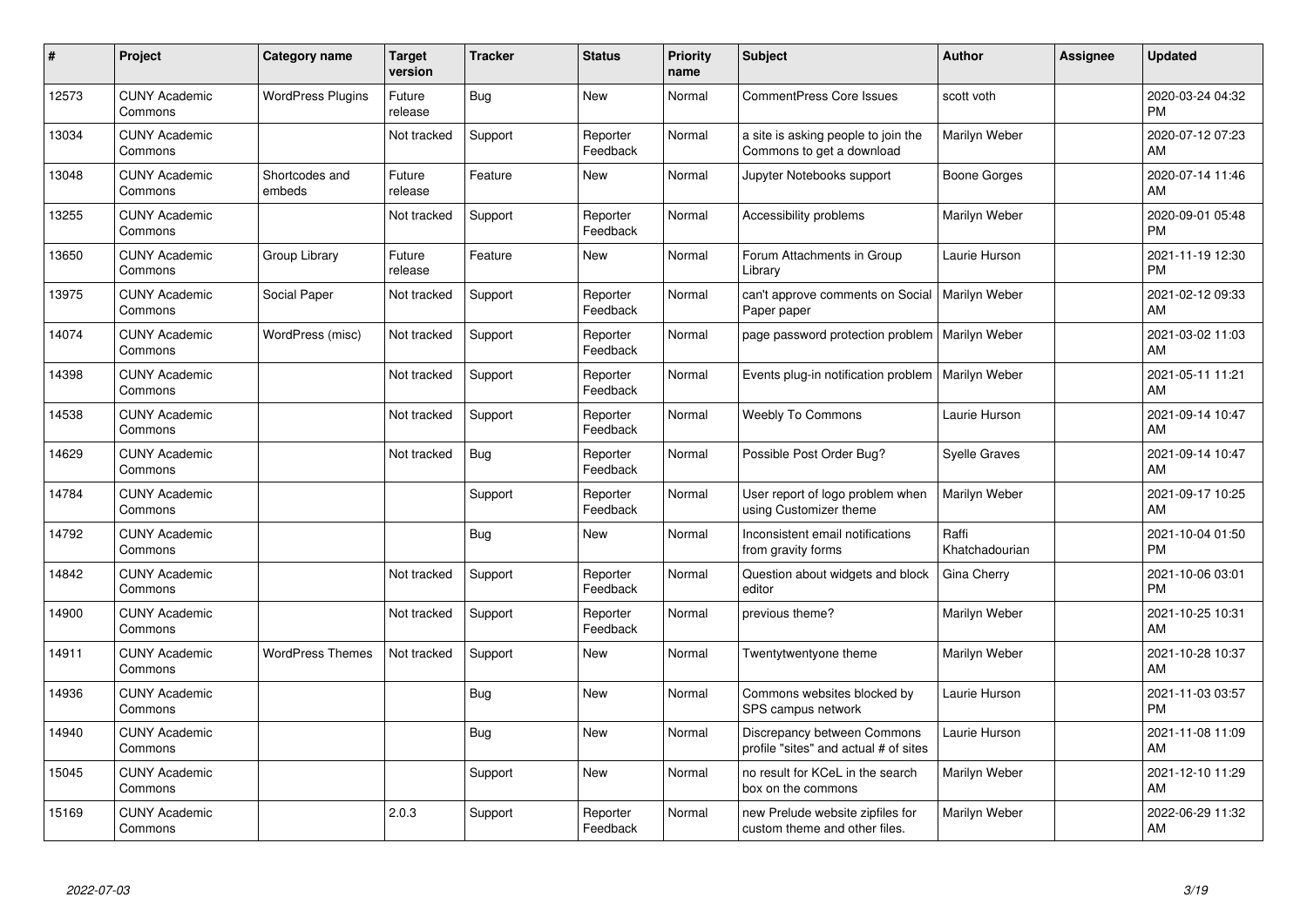| # | Project | Category name | Target version | Tracker | Status | Priority name | Subject | Author | Assignee | Updated |
|---|---|---|---|---|---|---|---|---|---|---|
| 12573 | CUNY Academic Commons | WordPress Plugins | Future release | Bug | New | Normal | CommentPress Core Issues | scott voth | | 2020-03-24 04:32 PM |
| 13034 | CUNY Academic Commons | | Not tracked | Support | Reporter Feedback | Normal | a site is asking people to join the Commons to get a download | Marilyn Weber | | 2020-07-12 07:23 AM |
| 13048 | CUNY Academic Commons | Shortcodes and embeds | Future release | Feature | New | Normal | Jupyter Notebooks support | Boone Gorges | | 2020-07-14 11:46 AM |
| 13255 | CUNY Academic Commons | | Not tracked | Support | Reporter Feedback | Normal | Accessibility problems | Marilyn Weber | | 2020-09-01 05:48 PM |
| 13650 | CUNY Academic Commons | Group Library | Future release | Feature | New | Normal | Forum Attachments in Group Library | Laurie Hurson | | 2021-11-19 12:30 PM |
| 13975 | CUNY Academic Commons | Social Paper | Not tracked | Support | Reporter Feedback | Normal | can't approve comments on Social Paper paper | Marilyn Weber | | 2021-02-12 09:33 AM |
| 14074 | CUNY Academic Commons | WordPress (misc) | Not tracked | Support | Reporter Feedback | Normal | page password protection problem | Marilyn Weber | | 2021-03-02 11:03 AM |
| 14398 | CUNY Academic Commons | | Not tracked | Support | Reporter Feedback | Normal | Events plug-in notification problem | Marilyn Weber | | 2021-05-11 11:21 AM |
| 14538 | CUNY Academic Commons | | Not tracked | Support | Reporter Feedback | Normal | Weebly To Commons | Laurie Hurson | | 2021-09-14 10:47 AM |
| 14629 | CUNY Academic Commons | | Not tracked | Bug | Reporter Feedback | Normal | Possible Post Order Bug? | Syelle Graves | | 2021-09-14 10:47 AM |
| 14784 | CUNY Academic Commons | | | Support | Reporter Feedback | Normal | User report of logo problem when using Customizer theme | Marilyn Weber | | 2021-09-17 10:25 AM |
| 14792 | CUNY Academic Commons | | | Bug | New | Normal | Inconsistent email notifications from gravity forms | Raffi Khatchadourian | | 2021-10-04 01:50 PM |
| 14842 | CUNY Academic Commons | | Not tracked | Support | Reporter Feedback | Normal | Question about widgets and block editor | Gina Cherry | | 2021-10-06 03:01 PM |
| 14900 | CUNY Academic Commons | | Not tracked | Support | Reporter Feedback | Normal | previous theme? | Marilyn Weber | | 2021-10-25 10:31 AM |
| 14911 | CUNY Academic Commons | WordPress Themes | Not tracked | Support | New | Normal | Twentytwentyone theme | Marilyn Weber | | 2021-10-28 10:37 AM |
| 14936 | CUNY Academic Commons | | | Bug | New | Normal | Commons websites blocked by SPS campus network | Laurie Hurson | | 2021-11-03 03:57 PM |
| 14940 | CUNY Academic Commons | | | Bug | New | Normal | Discrepancy between Commons profile "sites" and actual # of sites | Laurie Hurson | | 2021-11-08 11:09 AM |
| 15045 | CUNY Academic Commons | | | Support | New | Normal | no result for KCeL in the search box on the commons | Marilyn Weber | | 2021-12-10 11:29 AM |
| 15169 | CUNY Academic Commons | | 2.0.3 | Support | Reporter Feedback | Normal | new Prelude website zipfiles for custom theme and other files. | Marilyn Weber | | 2022-06-29 11:32 AM |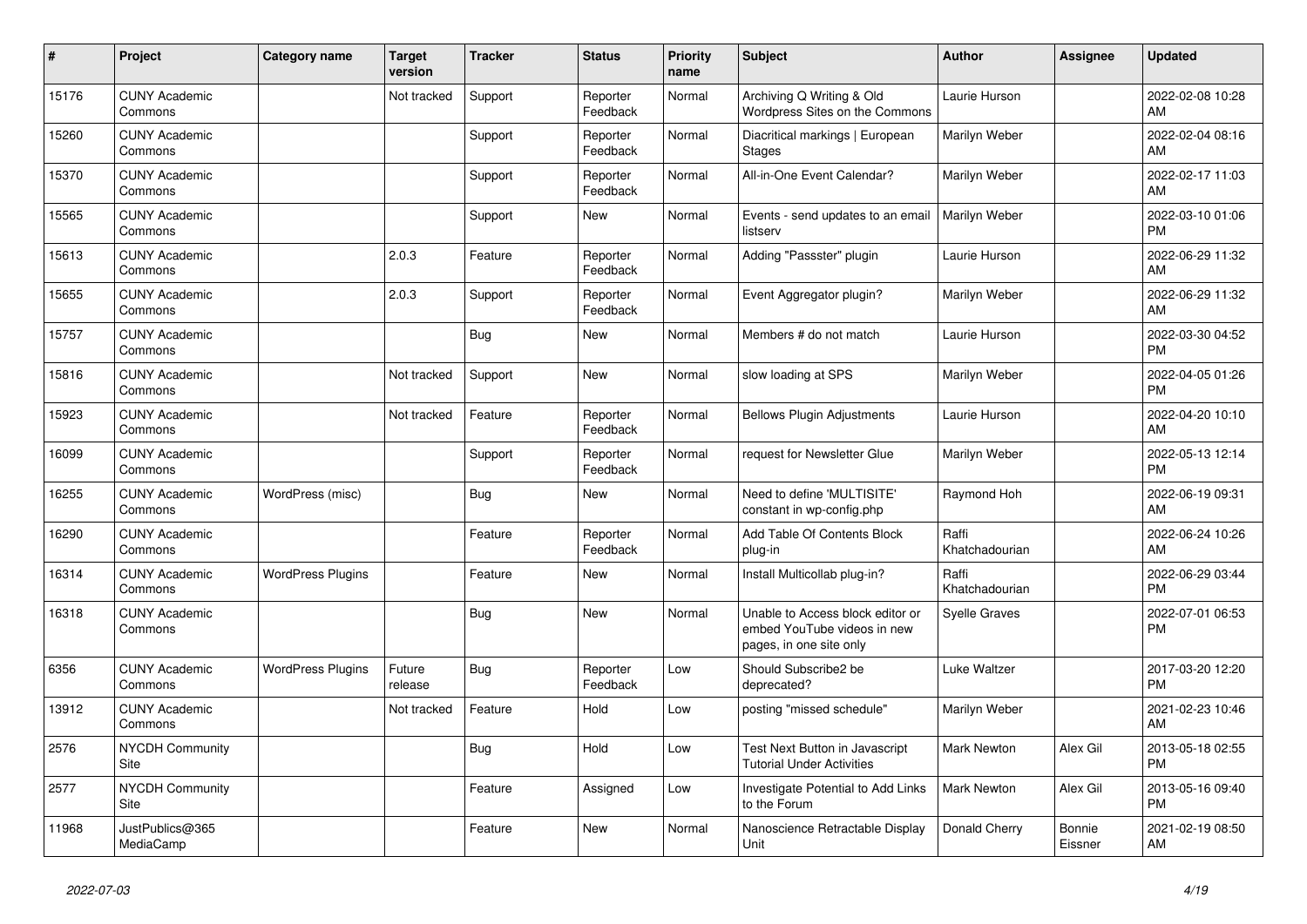| # | Project | Category name | Target version | Tracker | Status | Priority name | Subject | Author | Assignee | Updated |
|---|---|---|---|---|---|---|---|---|---|---|
| 15176 | CUNY Academic Commons | | Not tracked | Support | Reporter Feedback | Normal | Archiving Q Writing & Old Wordpress Sites on the Commons | Laurie Hurson | | 2022-02-08 10:28 AM |
| 15260 | CUNY Academic Commons | | | Support | Reporter Feedback | Normal | Diacritical markings \| European Stages | Marilyn Weber | | 2022-02-04 08:16 AM |
| 15370 | CUNY Academic Commons | | | Support | Reporter Feedback | Normal | All-in-One Event Calendar? | Marilyn Weber | | 2022-02-17 11:03 AM |
| 15565 | CUNY Academic Commons | | | Support | New | Normal | Events - send updates to an email listserv | Marilyn Weber | | 2022-03-10 01:06 PM |
| 15613 | CUNY Academic Commons | | 2.0.3 | Feature | Reporter Feedback | Normal | Adding "Passster" plugin | Laurie Hurson | | 2022-06-29 11:32 AM |
| 15655 | CUNY Academic Commons | | 2.0.3 | Support | Reporter Feedback | Normal | Event Aggregator plugin? | Marilyn Weber | | 2022-06-29 11:32 AM |
| 15757 | CUNY Academic Commons | | | Bug | New | Normal | Members # do not match | Laurie Hurson | | 2022-03-30 04:52 PM |
| 15816 | CUNY Academic Commons | | Not tracked | Support | New | Normal | slow loading at SPS | Marilyn Weber | | 2022-04-05 01:26 PM |
| 15923 | CUNY Academic Commons | | Not tracked | Feature | Reporter Feedback | Normal | Bellows Plugin Adjustments | Laurie Hurson | | 2022-04-20 10:10 AM |
| 16099 | CUNY Academic Commons | | | Support | Reporter Feedback | Normal | request for Newsletter Glue | Marilyn Weber | | 2022-05-13 12:14 PM |
| 16255 | CUNY Academic Commons | WordPress (misc) | | Bug | New | Normal | Need to define 'MULTISITE' constant in wp-config.php | Raymond Hoh | | 2022-06-19 09:31 AM |
| 16290 | CUNY Academic Commons | | | Feature | Reporter Feedback | Normal | Add Table Of Contents Block plug-in | Raffi Khatchadourian | | 2022-06-24 10:26 AM |
| 16314 | CUNY Academic Commons | WordPress Plugins | | Feature | New | Normal | Install Multicollab plug-in? | Raffi Khatchadourian | | 2022-06-29 03:44 PM |
| 16318 | CUNY Academic Commons | | | Bug | New | Normal | Unable to Access block editor or embed YouTube videos in new pages, in one site only | Syelle Graves | | 2022-07-01 06:53 PM |
| 6356 | CUNY Academic Commons | WordPress Plugins | Future release | Bug | Reporter Feedback | Low | Should Subscribe2 be deprecated? | Luke Waltzer | | 2017-03-20 12:20 PM |
| 13912 | CUNY Academic Commons | | Not tracked | Feature | Hold | Low | posting "missed schedule" | Marilyn Weber | | 2021-02-23 10:46 AM |
| 2576 | NYCDH Community Site | | | Bug | Hold | Low | Test Next Button in Javascript Tutorial Under Activities | Mark Newton | Alex Gil | 2013-05-18 02:55 PM |
| 2577 | NYCDH Community Site | | | Feature | Assigned | Low | Investigate Potential to Add Links to the Forum | Mark Newton | Alex Gil | 2013-05-16 09:40 PM |
| 11968 | JustPublics@365 MediaCamp | | | Feature | New | Normal | Nanoscience Retractable Display Unit | Donald Cherry | Bonnie Eissner | 2021-02-19 08:50 AM |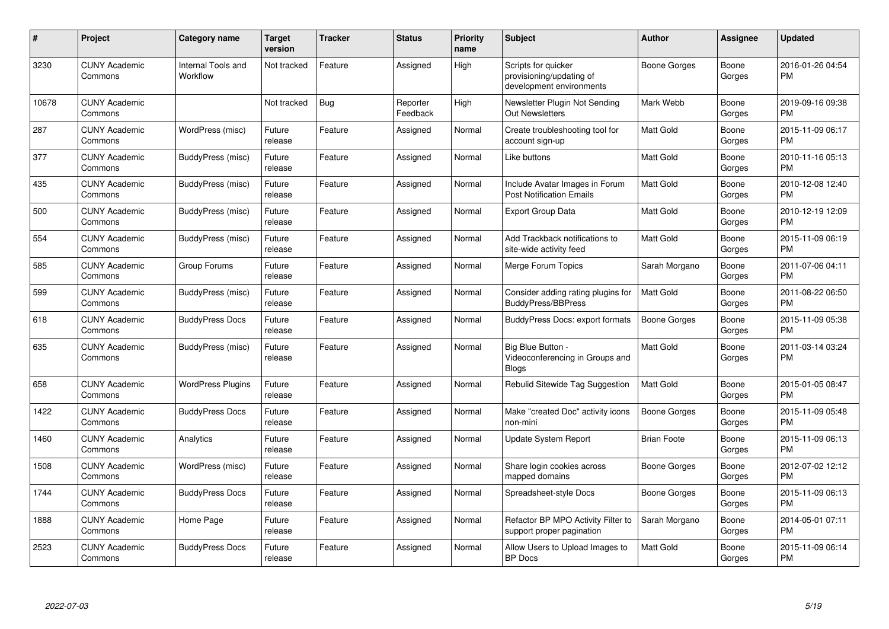| # | Project | Category name | Target version | Tracker | Status | Priority name | Subject | Author | Assignee | Updated |
|---|---|---|---|---|---|---|---|---|---|---|
| 3230 | CUNY Academic Commons | Internal Tools and Workflow | Not tracked | Feature | Assigned | High | Scripts for quicker provisioning/updating of development environments | Boone Gorges | Boone Gorges | 2016-01-26 04:54 PM |
| 10678 | CUNY Academic Commons | | Not tracked | Bug | Reporter Feedback | High | Newsletter Plugin Not Sending Out Newsletters | Mark Webb | Boone Gorges | 2019-09-16 09:38 PM |
| 287 | CUNY Academic Commons | WordPress (misc) | Future release | Feature | Assigned | Normal | Create troubleshooting tool for account sign-up | Matt Gold | Boone Gorges | 2015-11-09 06:17 PM |
| 377 | CUNY Academic Commons | BuddyPress (misc) | Future release | Feature | Assigned | Normal | Like buttons | Matt Gold | Boone Gorges | 2010-11-16 05:13 PM |
| 435 | CUNY Academic Commons | BuddyPress (misc) | Future release | Feature | Assigned | Normal | Include Avatar Images in Forum Post Notification Emails | Matt Gold | Boone Gorges | 2010-12-08 12:40 PM |
| 500 | CUNY Academic Commons | BuddyPress (misc) | Future release | Feature | Assigned | Normal | Export Group Data | Matt Gold | Boone Gorges | 2010-12-19 12:09 PM |
| 554 | CUNY Academic Commons | BuddyPress (misc) | Future release | Feature | Assigned | Normal | Add Trackback notifications to site-wide activity feed | Matt Gold | Boone Gorges | 2015-11-09 06:19 PM |
| 585 | CUNY Academic Commons | Group Forums | Future release | Feature | Assigned | Normal | Merge Forum Topics | Sarah Morgano | Boone Gorges | 2011-07-06 04:11 PM |
| 599 | CUNY Academic Commons | BuddyPress (misc) | Future release | Feature | Assigned | Normal | Consider adding rating plugins for BuddyPress/BBPress | Matt Gold | Boone Gorges | 2011-08-22 06:50 PM |
| 618 | CUNY Academic Commons | BuddyPress Docs | Future release | Feature | Assigned | Normal | BuddyPress Docs: export formats | Boone Gorges | Boone Gorges | 2015-11-09 05:38 PM |
| 635 | CUNY Academic Commons | BuddyPress (misc) | Future release | Feature | Assigned | Normal | Big Blue Button - Videoconferencing in Groups and Blogs | Matt Gold | Boone Gorges | 2011-03-14 03:24 PM |
| 658 | CUNY Academic Commons | WordPress Plugins | Future release | Feature | Assigned | Normal | Rebulid Sitewide Tag Suggestion | Matt Gold | Boone Gorges | 2015-01-05 08:47 PM |
| 1422 | CUNY Academic Commons | BuddyPress Docs | Future release | Feature | Assigned | Normal | Make "created Doc" activity icons non-mini | Boone Gorges | Boone Gorges | 2015-11-09 05:48 PM |
| 1460 | CUNY Academic Commons | Analytics | Future release | Feature | Assigned | Normal | Update System Report | Brian Foote | Boone Gorges | 2015-11-09 06:13 PM |
| 1508 | CUNY Academic Commons | WordPress (misc) | Future release | Feature | Assigned | Normal | Share login cookies across mapped domains | Boone Gorges | Boone Gorges | 2012-07-02 12:12 PM |
| 1744 | CUNY Academic Commons | BuddyPress Docs | Future release | Feature | Assigned | Normal | Spreadsheet-style Docs | Boone Gorges | Boone Gorges | 2015-11-09 06:13 PM |
| 1888 | CUNY Academic Commons | Home Page | Future release | Feature | Assigned | Normal | Refactor BP MPO Activity Filter to support proper pagination | Sarah Morgano | Boone Gorges | 2014-05-01 07:11 PM |
| 2523 | CUNY Academic Commons | BuddyPress Docs | Future release | Feature | Assigned | Normal | Allow Users to Upload Images to BP Docs | Matt Gold | Boone Gorges | 2015-11-09 06:14 PM |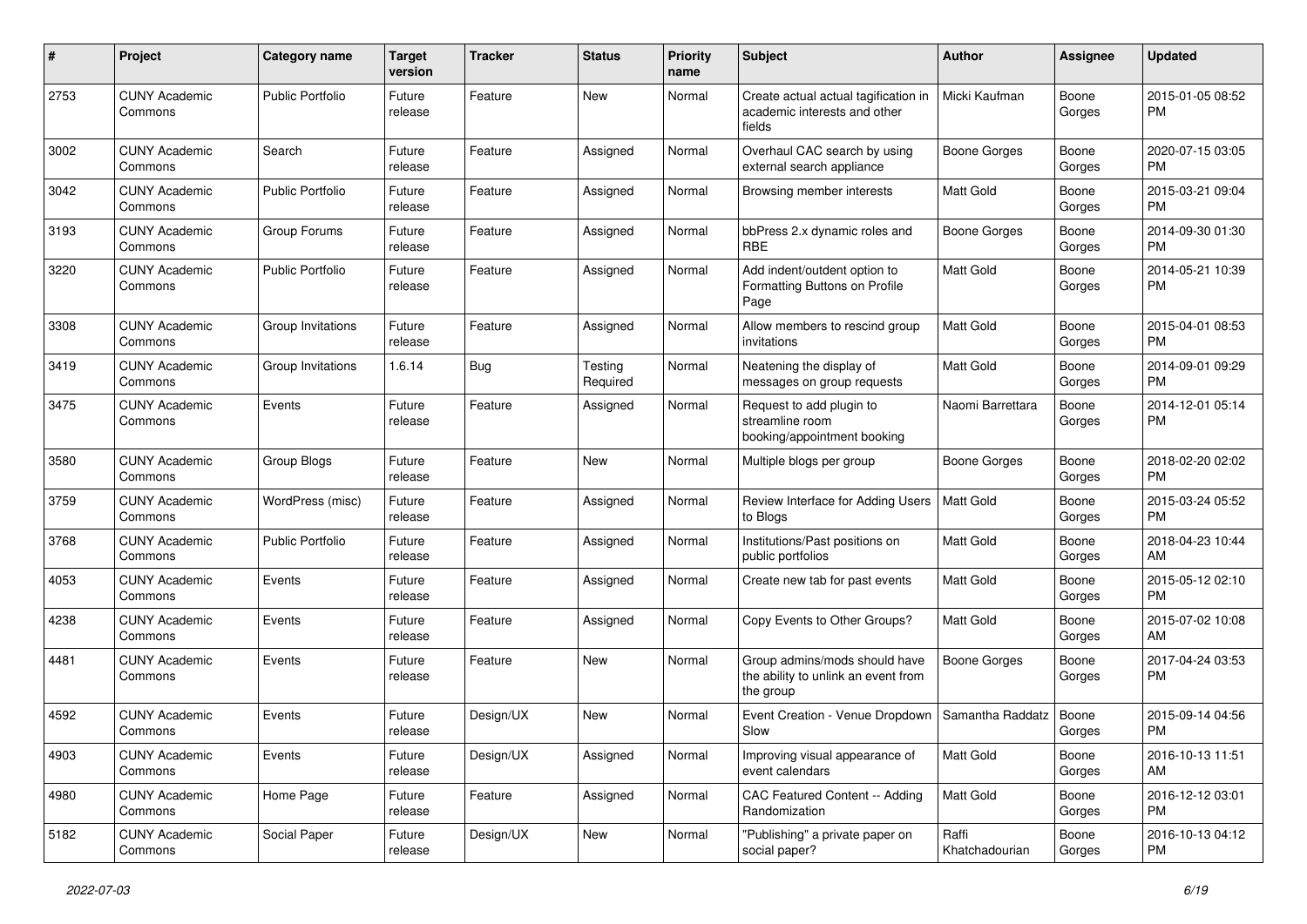| # | Project | Category name | Target version | Tracker | Status | Priority name | Subject | Author | Assignee | Updated |
|---|---|---|---|---|---|---|---|---|---|---|
| 2753 | CUNY Academic Commons | Public Portfolio | Future release | Feature | New | Normal | Create actual actual tagification in academic interests and other fields | Micki Kaufman | Boone Gorges | 2015-01-05 08:52 PM |
| 3002 | CUNY Academic Commons | Search | Future release | Feature | Assigned | Normal | Overhaul CAC search by using external search appliance | Boone Gorges | Boone Gorges | 2020-07-15 03:05 PM |
| 3042 | CUNY Academic Commons | Public Portfolio | Future release | Feature | Assigned | Normal | Browsing member interests | Matt Gold | Boone Gorges | 2015-03-21 09:04 PM |
| 3193 | CUNY Academic Commons | Group Forums | Future release | Feature | Assigned | Normal | bbPress 2.x dynamic roles and RBE | Boone Gorges | Boone Gorges | 2014-09-30 01:30 PM |
| 3220 | CUNY Academic Commons | Public Portfolio | Future release | Feature | Assigned | Normal | Add indent/outdent option to Formatting Buttons on Profile Page | Matt Gold | Boone Gorges | 2014-05-21 10:39 PM |
| 3308 | CUNY Academic Commons | Group Invitations | Future release | Feature | Assigned | Normal | Allow members to rescind group invitations | Matt Gold | Boone Gorges | 2015-04-01 08:53 PM |
| 3419 | CUNY Academic Commons | Group Invitations | 1.6.14 | Bug | Testing Required | Normal | Neatening the display of messages on group requests | Matt Gold | Boone Gorges | 2014-09-01 09:29 PM |
| 3475 | CUNY Academic Commons | Events | Future release | Feature | Assigned | Normal | Request to add plugin to streamline room booking/appointment booking | Naomi Barrettara | Boone Gorges | 2014-12-01 05:14 PM |
| 3580 | CUNY Academic Commons | Group Blogs | Future release | Feature | New | Normal | Multiple blogs per group | Boone Gorges | Boone Gorges | 2018-02-20 02:02 PM |
| 3759 | CUNY Academic Commons | WordPress (misc) | Future release | Feature | Assigned | Normal | Review Interface for Adding Users to Blogs | Matt Gold | Boone Gorges | 2015-03-24 05:52 PM |
| 3768 | CUNY Academic Commons | Public Portfolio | Future release | Feature | Assigned | Normal | Institutions/Past positions on public portfolios | Matt Gold | Boone Gorges | 2018-04-23 10:44 AM |
| 4053 | CUNY Academic Commons | Events | Future release | Feature | Assigned | Normal | Create new tab for past events | Matt Gold | Boone Gorges | 2015-05-12 02:10 PM |
| 4238 | CUNY Academic Commons | Events | Future release | Feature | Assigned | Normal | Copy Events to Other Groups? | Matt Gold | Boone Gorges | 2015-07-02 10:08 AM |
| 4481 | CUNY Academic Commons | Events | Future release | Feature | New | Normal | Group admins/mods should have the ability to unlink an event from the group | Boone Gorges | Boone Gorges | 2017-04-24 03:53 PM |
| 4592 | CUNY Academic Commons | Events | Future release | Design/UX | New | Normal | Event Creation - Venue Dropdown Slow | Samantha Raddatz | Boone Gorges | 2015-09-14 04:56 PM |
| 4903 | CUNY Academic Commons | Events | Future release | Design/UX | Assigned | Normal | Improving visual appearance of event calendars | Matt Gold | Boone Gorges | 2016-10-13 11:51 AM |
| 4980 | CUNY Academic Commons | Home Page | Future release | Feature | Assigned | Normal | CAC Featured Content -- Adding Randomization | Matt Gold | Boone Gorges | 2016-12-12 03:01 PM |
| 5182 | CUNY Academic Commons | Social Paper | Future release | Design/UX | New | Normal | "Publishing" a private paper on social paper? | Raffi Khatchadourian | Boone Gorges | 2016-10-13 04:12 PM |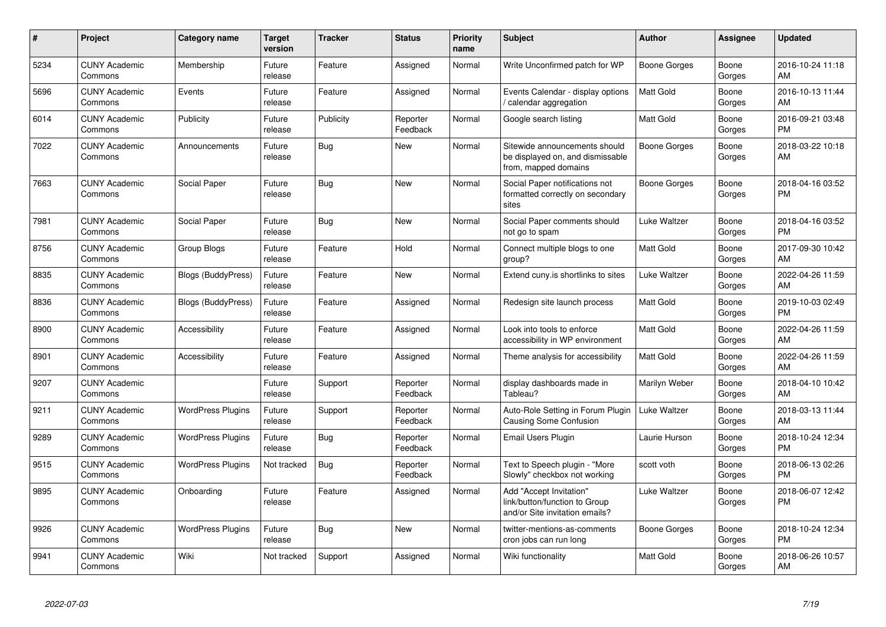| # | Project | Category name | Target version | Tracker | Status | Priority name | Subject | Author | Assignee | Updated |
|---|---|---|---|---|---|---|---|---|---|---|
| 5234 | CUNY Academic Commons | Membership | Future release | Feature | Assigned | Normal | Write Unconfirmed patch for WP | Boone Gorges | Boone Gorges | 2016-10-24 11:18 AM |
| 5696 | CUNY Academic Commons | Events | Future release | Feature | Assigned | Normal | Events Calendar - display options / calendar aggregation | Matt Gold | Boone Gorges | 2016-10-13 11:44 AM |
| 6014 | CUNY Academic Commons | Publicity | Future release | Publicity | Reporter Feedback | Normal | Google search listing | Matt Gold | Boone Gorges | 2016-09-21 03:48 PM |
| 7022 | CUNY Academic Commons | Announcements | Future release | Bug | New | Normal | Sitewide announcements should be displayed on, and dismissable from, mapped domains | Boone Gorges | Boone Gorges | 2018-03-22 10:18 AM |
| 7663 | CUNY Academic Commons | Social Paper | Future release | Bug | New | Normal | Social Paper notifications not formatted correctly on secondary sites | Boone Gorges | Boone Gorges | 2018-04-16 03:52 PM |
| 7981 | CUNY Academic Commons | Social Paper | Future release | Bug | New | Normal | Social Paper comments should not go to spam | Luke Waltzer | Boone Gorges | 2018-04-16 03:52 PM |
| 8756 | CUNY Academic Commons | Group Blogs | Future release | Feature | Hold | Normal | Connect multiple blogs to one group? | Matt Gold | Boone Gorges | 2017-09-30 10:42 AM |
| 8835 | CUNY Academic Commons | Blogs (BuddyPress) | Future release | Feature | New | Normal | Extend cuny.is shortlinks to sites | Luke Waltzer | Boone Gorges | 2022-04-26 11:59 AM |
| 8836 | CUNY Academic Commons | Blogs (BuddyPress) | Future release | Feature | Assigned | Normal | Redesign site launch process | Matt Gold | Boone Gorges | 2019-10-03 02:49 PM |
| 8900 | CUNY Academic Commons | Accessibility | Future release | Feature | Assigned | Normal | Look into tools to enforce accessibility in WP environment | Matt Gold | Boone Gorges | 2022-04-26 11:59 AM |
| 8901 | CUNY Academic Commons | Accessibility | Future release | Feature | Assigned | Normal | Theme analysis for accessibility | Matt Gold | Boone Gorges | 2022-04-26 11:59 AM |
| 9207 | CUNY Academic Commons | | Future release | Support | Reporter Feedback | Normal | display dashboards made in Tableau? | Marilyn Weber | Boone Gorges | 2018-04-10 10:42 AM |
| 9211 | CUNY Academic Commons | WordPress Plugins | Future release | Support | Reporter Feedback | Normal | Auto-Role Setting in Forum Plugin Causing Some Confusion | Luke Waltzer | Boone Gorges | 2018-03-13 11:44 AM |
| 9289 | CUNY Academic Commons | WordPress Plugins | Future release | Bug | Reporter Feedback | Normal | Email Users Plugin | Laurie Hurson | Boone Gorges | 2018-10-24 12:34 PM |
| 9515 | CUNY Academic Commons | WordPress Plugins | Not tracked | Bug | Reporter Feedback | Normal | Text to Speech plugin - "More Slowly" checkbox not working | scott voth | Boone Gorges | 2018-06-13 02:26 PM |
| 9895 | CUNY Academic Commons | Onboarding | Future release | Feature | Assigned | Normal | Add "Accept Invitation" link/button/function to Group and/or Site invitation emails? | Luke Waltzer | Boone Gorges | 2018-06-07 12:42 PM |
| 9926 | CUNY Academic Commons | WordPress Plugins | Future release | Bug | New | Normal | twitter-mentions-as-comments cron jobs can run long | Boone Gorges | Boone Gorges | 2018-10-24 12:34 PM |
| 9941 | CUNY Academic Commons | Wiki | Not tracked | Support | Assigned | Normal | Wiki functionality | Matt Gold | Boone Gorges | 2018-06-26 10:57 AM |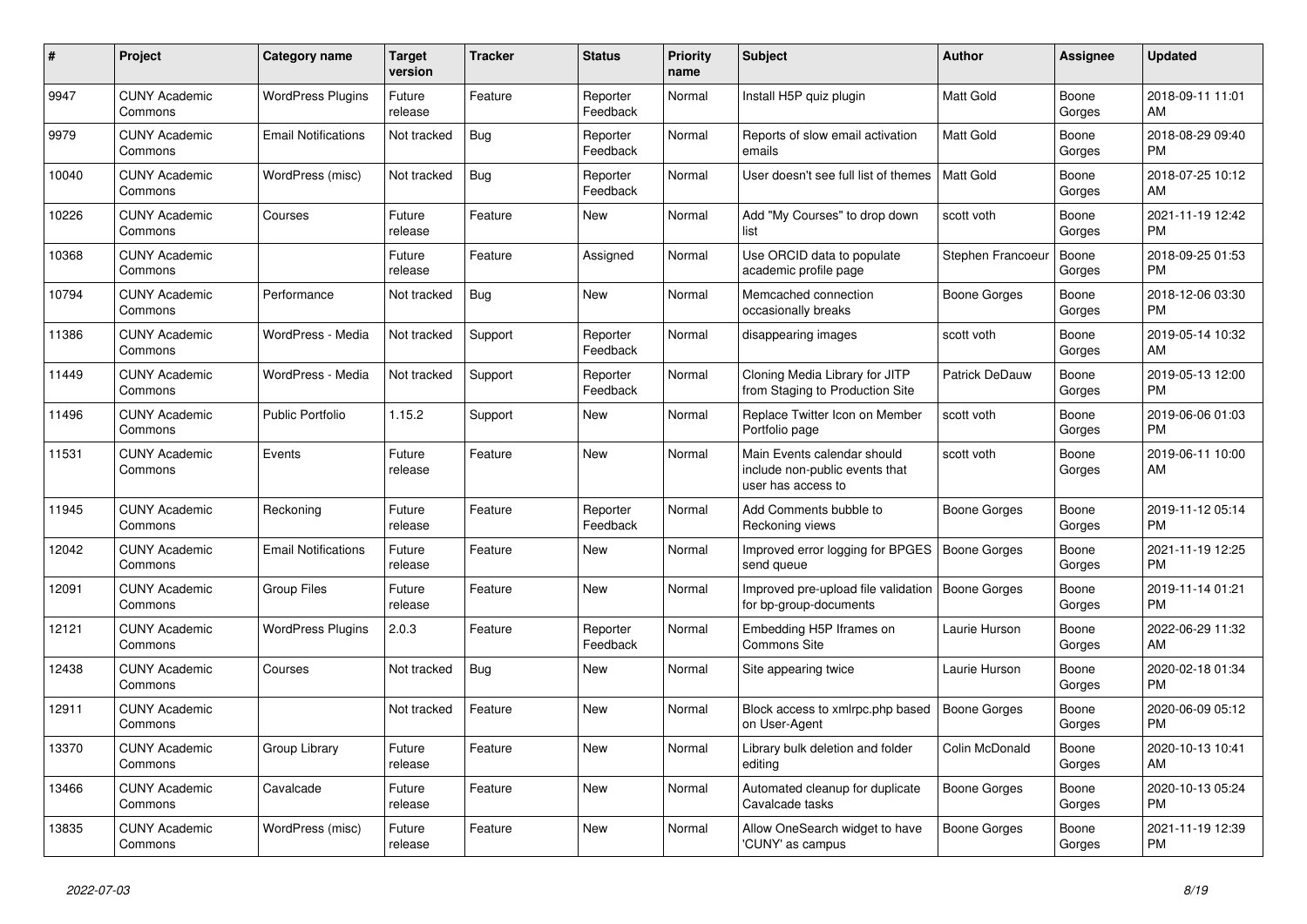| # | Project | Category name | Target version | Tracker | Status | Priority name | Subject | Author | Assignee | Updated |
|---|---|---|---|---|---|---|---|---|---|---|
| 9947 | CUNY Academic Commons | WordPress Plugins | Future release | Feature | Reporter Feedback | Normal | Install H5P quiz plugin | Matt Gold | Boone Gorges | 2018-09-11 11:01 AM |
| 9979 | CUNY Academic Commons | Email Notifications | Not tracked | Bug | Reporter Feedback | Normal | Reports of slow email activation emails | Matt Gold | Boone Gorges | 2018-08-29 09:40 PM |
| 10040 | CUNY Academic Commons | WordPress (misc) | Not tracked | Bug | Reporter Feedback | Normal | User doesn't see full list of themes | Matt Gold | Boone Gorges | 2018-07-25 10:12 AM |
| 10226 | CUNY Academic Commons | Courses | Future release | Feature | New | Normal | Add "My Courses" to drop down list | scott voth | Boone Gorges | 2021-11-19 12:42 PM |
| 10368 | CUNY Academic Commons | | Future release | Feature | Assigned | Normal | Use ORCID data to populate academic profile page | Stephen Francoeur | Boone Gorges | 2018-09-25 01:53 PM |
| 10794 | CUNY Academic Commons | Performance | Not tracked | Bug | New | Normal | Memcached connection occasionally breaks | Boone Gorges | Boone Gorges | 2018-12-06 03:30 PM |
| 11386 | CUNY Academic Commons | WordPress - Media | Not tracked | Support | Reporter Feedback | Normal | disappearing images | scott voth | Boone Gorges | 2019-05-14 10:32 AM |
| 11449 | CUNY Academic Commons | WordPress - Media | Not tracked | Support | Reporter Feedback | Normal | Cloning Media Library for JITP from Staging to Production Site | Patrick DeDauw | Boone Gorges | 2019-05-13 12:00 PM |
| 11496 | CUNY Academic Commons | Public Portfolio | 1.15.2 | Support | New | Normal | Replace Twitter Icon on Member Portfolio page | scott voth | Boone Gorges | 2019-06-06 01:03 PM |
| 11531 | CUNY Academic Commons | Events | Future release | Feature | New | Normal | Main Events calendar should include non-public events that user has access to | scott voth | Boone Gorges | 2019-06-11 10:00 AM |
| 11945 | CUNY Academic Commons | Reckoning | Future release | Feature | Reporter Feedback | Normal | Add Comments bubble to Reckoning views | Boone Gorges | Boone Gorges | 2019-11-12 05:14 PM |
| 12042 | CUNY Academic Commons | Email Notifications | Future release | Feature | New | Normal | Improved error logging for BPGES send queue | Boone Gorges | Boone Gorges | 2021-11-19 12:25 PM |
| 12091 | CUNY Academic Commons | Group Files | Future release | Feature | New | Normal | Improved pre-upload file validation for bp-group-documents | Boone Gorges | Boone Gorges | 2019-11-14 01:21 PM |
| 12121 | CUNY Academic Commons | WordPress Plugins | 2.0.3 | Feature | Reporter Feedback | Normal | Embedding H5P Iframes on Commons Site | Laurie Hurson | Boone Gorges | 2022-06-29 11:32 AM |
| 12438 | CUNY Academic Commons | Courses | Not tracked | Bug | New | Normal | Site appearing twice | Laurie Hurson | Boone Gorges | 2020-02-18 01:34 PM |
| 12911 | CUNY Academic Commons | | Not tracked | Feature | New | Normal | Block access to xmlrpc.php based on User-Agent | Boone Gorges | Boone Gorges | 2020-06-09 05:12 PM |
| 13370 | CUNY Academic Commons | Group Library | Future release | Feature | New | Normal | Library bulk deletion and folder editing | Colin McDonald | Boone Gorges | 2020-10-13 10:41 AM |
| 13466 | CUNY Academic Commons | Cavalcade | Future release | Feature | New | Normal | Automated cleanup for duplicate Cavalcade tasks | Boone Gorges | Boone Gorges | 2020-10-13 05:24 PM |
| 13835 | CUNY Academic Commons | WordPress (misc) | Future release | Feature | New | Normal | Allow OneSearch widget to have 'CUNY' as campus | Boone Gorges | Boone Gorges | 2021-11-19 12:39 PM |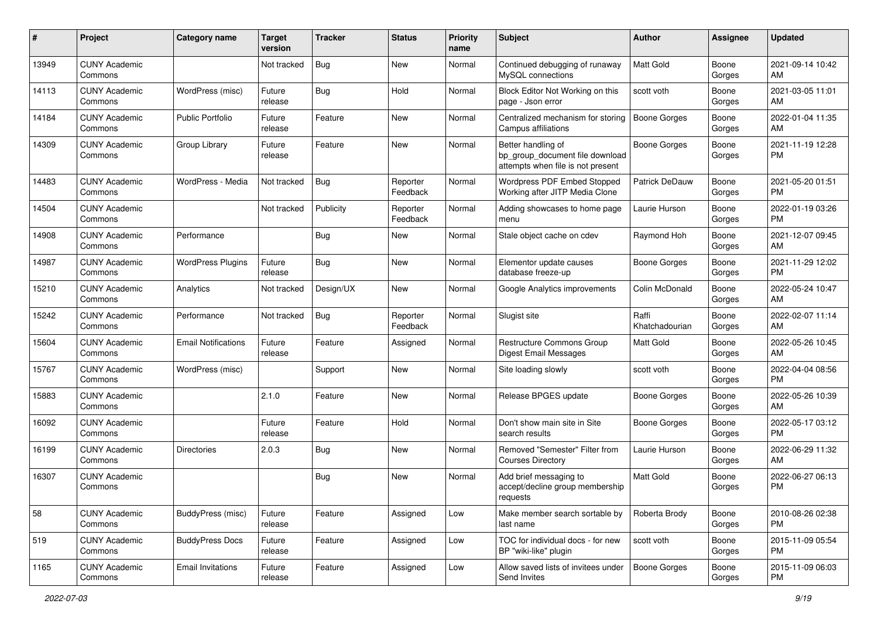| # | Project | Category name | Target version | Tracker | Status | Priority name | Subject | Author | Assignee | Updated |
|---|---|---|---|---|---|---|---|---|---|---|
| 13949 | CUNY Academic Commons | | Not tracked | Bug | New | Normal | Continued debugging of runaway MySQL connections | Matt Gold | Boone Gorges | 2021-09-14 10:42 AM |
| 14113 | CUNY Academic Commons | WordPress (misc) | Future release | Bug | Hold | Normal | Block Editor Not Working on this page - Json error | scott voth | Boone Gorges | 2021-03-05 11:01 AM |
| 14184 | CUNY Academic Commons | Public Portfolio | Future release | Feature | New | Normal | Centralized mechanism for storing Campus affiliations | Boone Gorges | Boone Gorges | 2022-01-04 11:35 AM |
| 14309 | CUNY Academic Commons | Group Library | Future release | Feature | New | Normal | Better handling of bp_group_document file download attempts when file is not present | Boone Gorges | Boone Gorges | 2021-11-19 12:28 PM |
| 14483 | CUNY Academic Commons | WordPress - Media | Not tracked | Bug | Reporter Feedback | Normal | Wordpress PDF Embed Stopped Working after JITP Media Clone | Patrick DeDauw | Boone Gorges | 2021-05-20 01:51 PM |
| 14504 | CUNY Academic Commons | | Not tracked | Publicity | Reporter Feedback | Normal | Adding showcases to home page menu | Laurie Hurson | Boone Gorges | 2022-01-19 03:26 PM |
| 14908 | CUNY Academic Commons | Performance | | Bug | New | Normal | Stale object cache on cdev | Raymond Hoh | Boone Gorges | 2021-12-07 09:45 AM |
| 14987 | CUNY Academic Commons | WordPress Plugins | Future release | Bug | New | Normal | Elementor update causes database freeze-up | Boone Gorges | Boone Gorges | 2021-11-29 12:02 PM |
| 15210 | CUNY Academic Commons | Analytics | Not tracked | Design/UX | New | Normal | Google Analytics improvements | Colin McDonald | Boone Gorges | 2022-05-24 10:47 AM |
| 15242 | CUNY Academic Commons | Performance | Not tracked | Bug | Reporter Feedback | Normal | Slugist site | Raffi Khatchadourian | Boone Gorges | 2022-02-07 11:14 AM |
| 15604 | CUNY Academic Commons | Email Notifications | Future release | Feature | Assigned | Normal | Restructure Commons Group Digest Email Messages | Matt Gold | Boone Gorges | 2022-05-26 10:45 AM |
| 15767 | CUNY Academic Commons | WordPress (misc) | | Support | New | Normal | Site loading slowly | scott voth | Boone Gorges | 2022-04-04 08:56 PM |
| 15883 | CUNY Academic Commons | | 2.1.0 | Feature | New | Normal | Release BPGES update | Boone Gorges | Boone Gorges | 2022-05-26 10:39 AM |
| 16092 | CUNY Academic Commons | | Future release | Feature | Hold | Normal | Don't show main site in Site search results | Boone Gorges | Boone Gorges | 2022-05-17 03:12 PM |
| 16199 | CUNY Academic Commons | Directories | 2.0.3 | Bug | New | Normal | Removed "Semester" Filter from Courses Directory | Laurie Hurson | Boone Gorges | 2022-06-29 11:32 AM |
| 16307 | CUNY Academic Commons | | | Bug | New | Normal | Add brief messaging to accept/decline group membership requests | Matt Gold | Boone Gorges | 2022-06-27 06:13 PM |
| 58 | CUNY Academic Commons | BuddyPress (misc) | Future release | Feature | Assigned | Low | Make member search sortable by last name | Roberta Brody | Boone Gorges | 2010-08-26 02:38 PM |
| 519 | CUNY Academic Commons | BuddyPress Docs | Future release | Feature | Assigned | Low | TOC for individual docs - for new BP "wiki-like" plugin | scott voth | Boone Gorges | 2015-11-09 05:54 PM |
| 1165 | CUNY Academic Commons | Email Invitations | Future release | Feature | Assigned | Low | Allow saved lists of invitees under Send Invites | Boone Gorges | Boone Gorges | 2015-11-09 06:03 PM |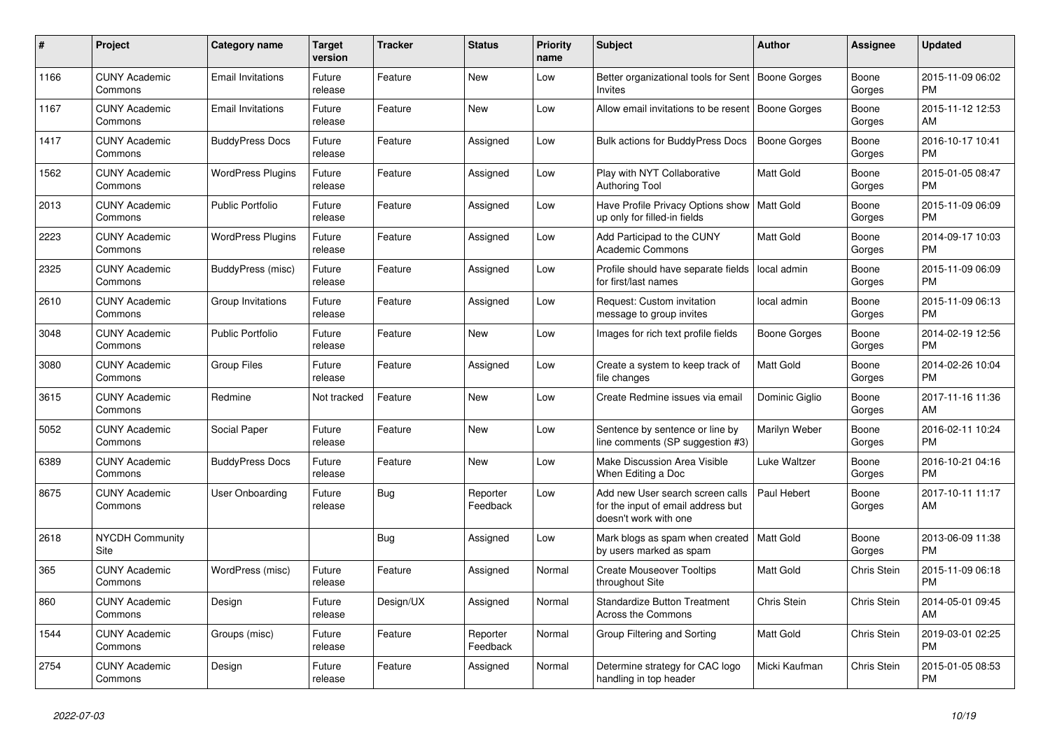| # | Project | Category name | Target version | Tracker | Status | Priority name | Subject | Author | Assignee | Updated |
|---|---|---|---|---|---|---|---|---|---|---|
| 1166 | CUNY Academic Commons | Email Invitations | Future release | Feature | New | Low | Better organizational tools for Sent Invites | Boone Gorges | Boone Gorges | 2015-11-09 06:02 PM |
| 1167 | CUNY Academic Commons | Email Invitations | Future release | Feature | New | Low | Allow email invitations to be resent | Boone Gorges | Boone Gorges | 2015-11-12 12:53 AM |
| 1417 | CUNY Academic Commons | BuddyPress Docs | Future release | Feature | Assigned | Low | Bulk actions for BuddyPress Docs | Boone Gorges | Boone Gorges | 2016-10-17 10:41 PM |
| 1562 | CUNY Academic Commons | WordPress Plugins | Future release | Feature | Assigned | Low | Play with NYT Collaborative Authoring Tool | Matt Gold | Boone Gorges | 2015-01-05 08:47 PM |
| 2013 | CUNY Academic Commons | Public Portfolio | Future release | Feature | Assigned | Low | Have Profile Privacy Options show up only for filled-in fields | Matt Gold | Boone Gorges | 2015-11-09 06:09 PM |
| 2223 | CUNY Academic Commons | WordPress Plugins | Future release | Feature | Assigned | Low | Add Participad to the CUNY Academic Commons | Matt Gold | Boone Gorges | 2014-09-17 10:03 PM |
| 2325 | CUNY Academic Commons | BuddyPress (misc) | Future release | Feature | Assigned | Low | Profile should have separate fields for first/last names | local admin | Boone Gorges | 2015-11-09 06:09 PM |
| 2610 | CUNY Academic Commons | Group Invitations | Future release | Feature | Assigned | Low | Request: Custom invitation message to group invites | local admin | Boone Gorges | 2015-11-09 06:13 PM |
| 3048 | CUNY Academic Commons | Public Portfolio | Future release | Feature | New | Low | Images for rich text profile fields | Boone Gorges | Boone Gorges | 2014-02-19 12:56 PM |
| 3080 | CUNY Academic Commons | Group Files | Future release | Feature | Assigned | Low | Create a system to keep track of file changes | Matt Gold | Boone Gorges | 2014-02-26 10:04 PM |
| 3615 | CUNY Academic Commons | Redmine | Not tracked | Feature | New | Low | Create Redmine issues via email | Dominic Giglio | Boone Gorges | 2017-11-16 11:36 AM |
| 5052 | CUNY Academic Commons | Social Paper | Future release | Feature | New | Low | Sentence by sentence or line by line comments (SP suggestion #3) | Marilyn Weber | Boone Gorges | 2016-02-11 10:24 PM |
| 6389 | CUNY Academic Commons | BuddyPress Docs | Future release | Feature | New | Low | Make Discussion Area Visible When Editing a Doc | Luke Waltzer | Boone Gorges | 2016-10-21 04:16 PM |
| 8675 | CUNY Academic Commons | User Onboarding | Future release | Bug | Reporter Feedback | Low | Add new User search screen calls for the input of email address but doesn't work with one | Paul Hebert | Boone Gorges | 2017-10-11 11:17 AM |
| 2618 | NYCDH Community Site | | | Bug | Assigned | Low | Mark blogs as spam when created by users marked as spam | Matt Gold | Boone Gorges | 2013-06-09 11:38 PM |
| 365 | CUNY Academic Commons | WordPress (misc) | Future release | Feature | Assigned | Normal | Create Mouseover Tooltips throughout Site | Matt Gold | Chris Stein | 2015-11-09 06:18 PM |
| 860 | CUNY Academic Commons | Design | Future release | Design/UX | Assigned | Normal | Standardize Button Treatment Across the Commons | Chris Stein | Chris Stein | 2014-05-01 09:45 AM |
| 1544 | CUNY Academic Commons | Groups (misc) | Future release | Feature | Reporter Feedback | Normal | Group Filtering and Sorting | Matt Gold | Chris Stein | 2019-03-01 02:25 PM |
| 2754 | CUNY Academic Commons | Design | Future release | Feature | Assigned | Normal | Determine strategy for CAC logo handling in top header | Micki Kaufman | Chris Stein | 2015-01-05 08:53 PM |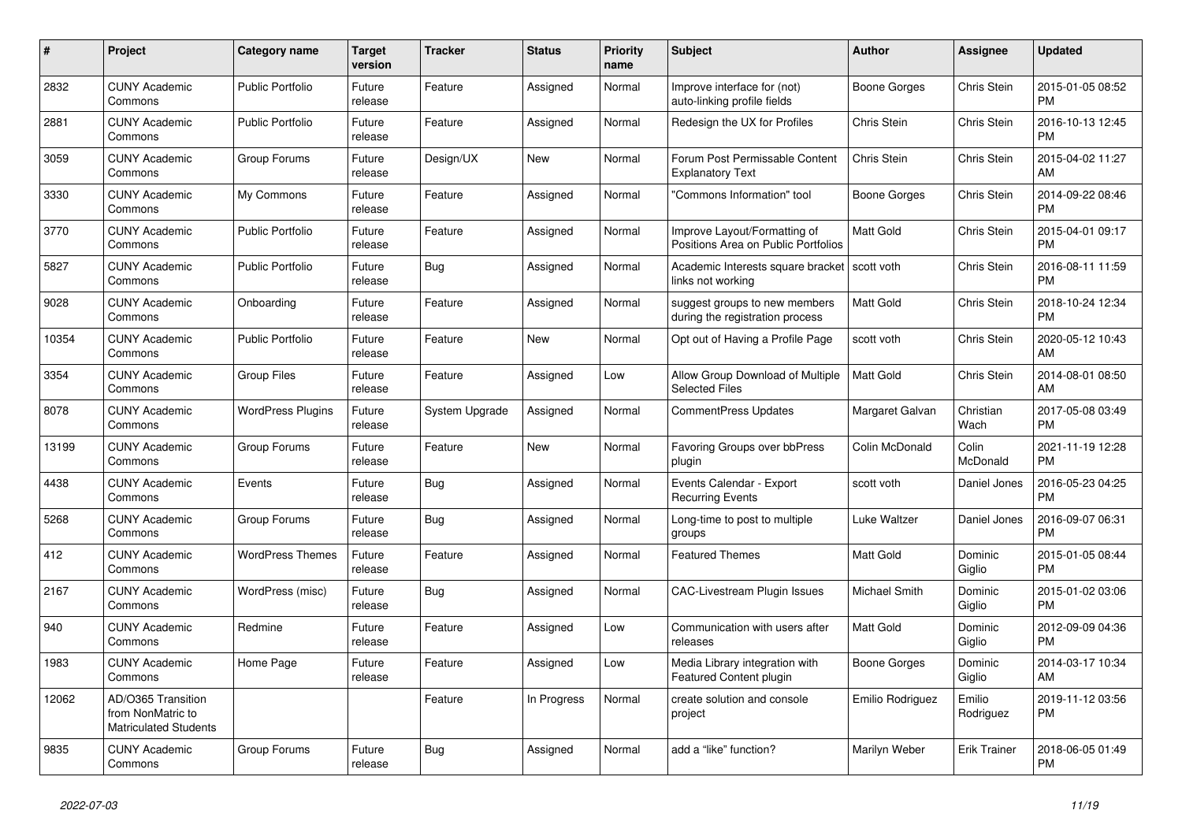| # | Project | Category name | Target version | Tracker | Status | Priority name | Subject | Author | Assignee | Updated |
|---|---|---|---|---|---|---|---|---|---|---|
| 2832 | CUNY Academic Commons | Public Portfolio | Future release | Feature | Assigned | Normal | Improve interface for (not) auto-linking profile fields | Boone Gorges | Chris Stein | 2015-01-05 08:52 PM |
| 2881 | CUNY Academic Commons | Public Portfolio | Future release | Feature | Assigned | Normal | Redesign the UX for Profiles | Chris Stein | Chris Stein | 2016-10-13 12:45 PM |
| 3059 | CUNY Academic Commons | Group Forums | Future release | Design/UX | New | Normal | Forum Post Permissable Content Explanatory Text | Chris Stein | Chris Stein | 2015-04-02 11:27 AM |
| 3330 | CUNY Academic Commons | My Commons | Future release | Feature | Assigned | Normal | "Commons Information" tool | Boone Gorges | Chris Stein | 2014-09-22 08:46 PM |
| 3770 | CUNY Academic Commons | Public Portfolio | Future release | Feature | Assigned | Normal | Improve Layout/Formatting of Positions Area on Public Portfolios | Matt Gold | Chris Stein | 2015-04-01 09:17 PM |
| 5827 | CUNY Academic Commons | Public Portfolio | Future release | Bug | Assigned | Normal | Academic Interests square bracket links not working | scott voth | Chris Stein | 2016-08-11 11:59 PM |
| 9028 | CUNY Academic Commons | Onboarding | Future release | Feature | Assigned | Normal | suggest groups to new members during the registration process | Matt Gold | Chris Stein | 2018-10-24 12:34 PM |
| 10354 | CUNY Academic Commons | Public Portfolio | Future release | Feature | New | Normal | Opt out of Having a Profile Page | scott voth | Chris Stein | 2020-05-12 10:43 AM |
| 3354 | CUNY Academic Commons | Group Files | Future release | Feature | Assigned | Low | Allow Group Download of Multiple Selected Files | Matt Gold | Chris Stein | 2014-08-01 08:50 AM |
| 8078 | CUNY Academic Commons | WordPress Plugins | Future release | System Upgrade | Assigned | Normal | CommentPress Updates | Margaret Galvan | Christian Wach | 2017-05-08 03:49 PM |
| 13199 | CUNY Academic Commons | Group Forums | Future release | Feature | New | Normal | Favoring Groups over bbPress plugin | Colin McDonald | Colin McDonald | 2021-11-19 12:28 PM |
| 4438 | CUNY Academic Commons | Events | Future release | Bug | Assigned | Normal | Events Calendar - Export Recurring Events | scott voth | Daniel Jones | 2016-05-23 04:25 PM |
| 5268 | CUNY Academic Commons | Group Forums | Future release | Bug | Assigned | Normal | Long-time to post to multiple groups | Luke Waltzer | Daniel Jones | 2016-09-07 06:31 PM |
| 412 | CUNY Academic Commons | WordPress Themes | Future release | Feature | Assigned | Normal | Featured Themes | Matt Gold | Dominic Giglio | 2015-01-05 08:44 PM |
| 2167 | CUNY Academic Commons | WordPress (misc) | Future release | Bug | Assigned | Normal | CAC-Livestream Plugin Issues | Michael Smith | Dominic Giglio | 2015-01-02 03:06 PM |
| 940 | CUNY Academic Commons | Redmine | Future release | Feature | Assigned | Low | Communication with users after releases | Matt Gold | Dominic Giglio | 2012-09-09 04:36 PM |
| 1983 | CUNY Academic Commons | Home Page | Future release | Feature | Assigned | Low | Media Library integration with Featured Content plugin | Boone Gorges | Dominic Giglio | 2014-03-17 10:34 AM |
| 12062 | AD/O365 Transition from NonMatric to Matriculated Students | | | Feature | In Progress | Normal | create solution and console project | Emilio Rodriguez | Emilio Rodriguez | 2019-11-12 03:56 PM |
| 9835 | CUNY Academic Commons | Group Forums | Future release | Bug | Assigned | Normal | add a "like" function? | Marilyn Weber | Erik Trainer | 2018-06-05 01:49 PM |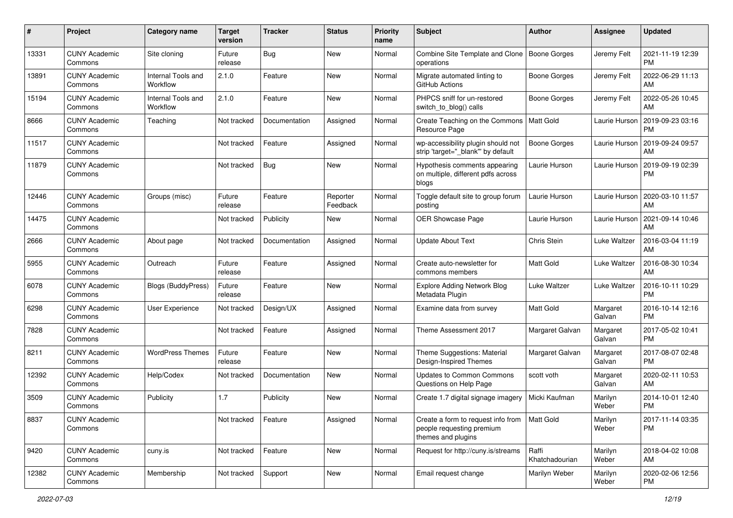| # | Project | Category name | Target version | Tracker | Status | Priority name | Subject | Author | Assignee | Updated |
|---|---|---|---|---|---|---|---|---|---|---|
| 13331 | CUNY Academic Commons | Site cloning | Future release | Bug | New | Normal | Combine Site Template and Clone operations | Boone Gorges | Jeremy Felt | 2021-11-19 12:39 PM |
| 13891 | CUNY Academic Commons | Internal Tools and Workflow | 2.1.0 | Feature | New | Normal | Migrate automated linting to GitHub Actions | Boone Gorges | Jeremy Felt | 2022-06-29 11:13 AM |
| 15194 | CUNY Academic Commons | Internal Tools and Workflow | 2.1.0 | Feature | New | Normal | PHPCS sniff for un-restored switch_to_blog() calls | Boone Gorges | Jeremy Felt | 2022-05-26 10:45 AM |
| 8666 | CUNY Academic Commons | Teaching | Not tracked | Documentation | Assigned | Normal | Create Teaching on the Commons Resource Page | Matt Gold | Laurie Hurson | 2019-09-23 03:16 PM |
| 11517 | CUNY Academic Commons | | Not tracked | Feature | Assigned | Normal | wp-accessibility plugin should not strip 'target="_blank"' by default | Boone Gorges | Laurie Hurson | 2019-09-24 09:57 AM |
| 11879 | CUNY Academic Commons | | Not tracked | Bug | New | Normal | Hypothesis comments appearing on multiple, different pdfs across blogs | Laurie Hurson | Laurie Hurson | 2019-09-19 02:39 PM |
| 12446 | CUNY Academic Commons | Groups (misc) | Future release | Feature | Reporter Feedback | Normal | Toggle default site to group forum posting | Laurie Hurson | Laurie Hurson | 2020-03-10 11:57 AM |
| 14475 | CUNY Academic Commons | | Not tracked | Publicity | New | Normal | OER Showcase Page | Laurie Hurson | Laurie Hurson | 2021-09-14 10:46 AM |
| 2666 | CUNY Academic Commons | About page | Not tracked | Documentation | Assigned | Normal | Update About Text | Chris Stein | Luke Waltzer | 2016-03-04 11:19 AM |
| 5955 | CUNY Academic Commons | Outreach | Future release | Feature | Assigned | Normal | Create auto-newsletter for commons members | Matt Gold | Luke Waltzer | 2016-08-30 10:34 AM |
| 6078 | CUNY Academic Commons | Blogs (BuddyPress) | Future release | Feature | New | Normal | Explore Adding Network Blog Metadata Plugin | Luke Waltzer | Luke Waltzer | 2016-10-11 10:29 PM |
| 6298 | CUNY Academic Commons | User Experience | Not tracked | Design/UX | Assigned | Normal | Examine data from survey | Matt Gold | Margaret Galvan | 2016-10-14 12:16 PM |
| 7828 | CUNY Academic Commons | | Not tracked | Feature | Assigned | Normal | Theme Assessment 2017 | Margaret Galvan | Margaret Galvan | 2017-05-02 10:41 PM |
| 8211 | CUNY Academic Commons | WordPress Themes | Future release | Feature | New | Normal | Theme Suggestions: Material Design-Inspired Themes | Margaret Galvan | Margaret Galvan | 2017-08-07 02:48 PM |
| 12392 | CUNY Academic Commons | Help/Codex | Not tracked | Documentation | New | Normal | Updates to Common Commons Questions on Help Page | scott voth | Margaret Galvan | 2020-02-11 10:53 AM |
| 3509 | CUNY Academic Commons | Publicity | 1.7 | Publicity | New | Normal | Create 1.7 digital signage imagery | Micki Kaufman | Marilyn Weber | 2014-10-01 12:40 PM |
| 8837 | CUNY Academic Commons | | Not tracked | Feature | Assigned | Normal | Create a form to request info from people requesting premium themes and plugins | Matt Gold | Marilyn Weber | 2017-11-14 03:35 PM |
| 9420 | CUNY Academic Commons | cuny.is | Not tracked | Feature | New | Normal | Request for http://cuny.is/streams | Raffi Khatchadourian | Marilyn Weber | 2018-04-02 10:08 AM |
| 12382 | CUNY Academic Commons | Membership | Not tracked | Support | New | Normal | Email request change | Marilyn Weber | Marilyn Weber | 2020-02-06 12:56 PM |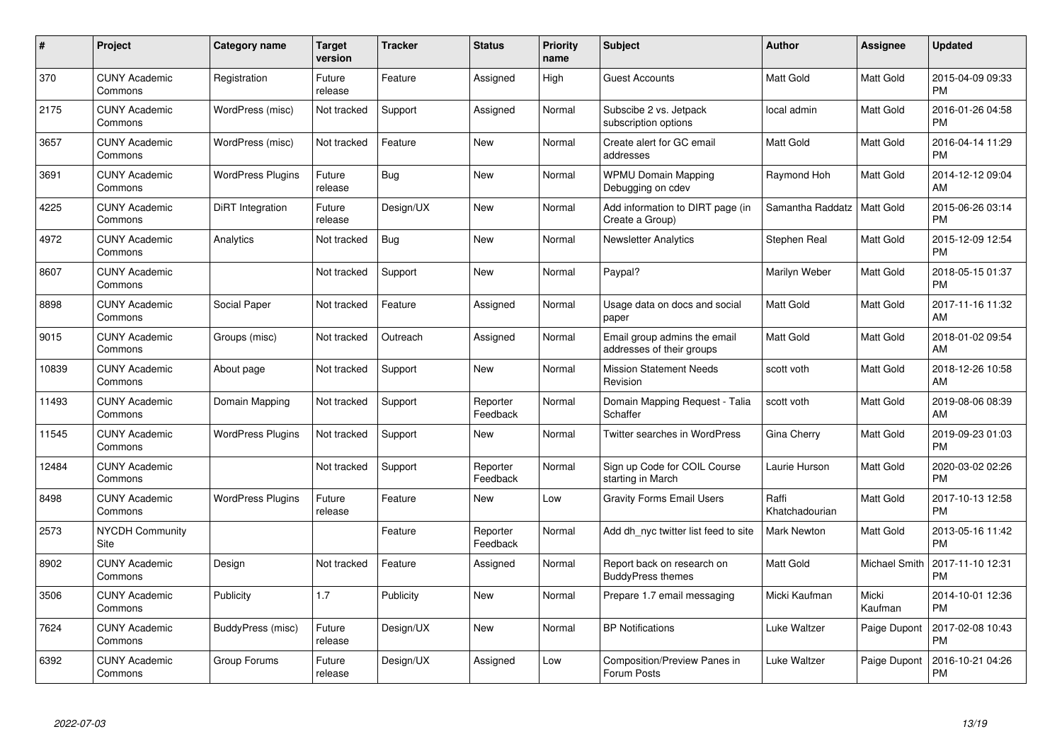| # | Project | Category name | Target version | Tracker | Status | Priority name | Subject | Author | Assignee | Updated |
|---|---|---|---|---|---|---|---|---|---|---|
| 370 | CUNY Academic Commons | Registration | Future release | Feature | Assigned | High | Guest Accounts | Matt Gold | Matt Gold | 2015-04-09 09:33 PM |
| 2175 | CUNY Academic Commons | WordPress (misc) | Not tracked | Support | Assigned | Normal | Subscibe 2 vs. Jetpack subscription options | local admin | Matt Gold | 2016-01-26 04:58 PM |
| 3657 | CUNY Academic Commons | WordPress (misc) | Not tracked | Feature | New | Normal | Create alert for GC email addresses | Matt Gold | Matt Gold | 2016-04-14 11:29 PM |
| 3691 | CUNY Academic Commons | WordPress Plugins | Future release | Bug | New | Normal | WPMU Domain Mapping Debugging on cdev | Raymond Hoh | Matt Gold | 2014-12-12 09:04 AM |
| 4225 | CUNY Academic Commons | DiRT Integration | Future release | Design/UX | New | Normal | Add information to DIRT page (in Create a Group) | Samantha Raddatz | Matt Gold | 2015-06-26 03:14 PM |
| 4972 | CUNY Academic Commons | Analytics | Not tracked | Bug | New | Normal | Newsletter Analytics | Stephen Real | Matt Gold | 2015-12-09 12:54 PM |
| 8607 | CUNY Academic Commons | | Not tracked | Support | New | Normal | Paypal? | Marilyn Weber | Matt Gold | 2018-05-15 01:37 PM |
| 8898 | CUNY Academic Commons | Social Paper | Not tracked | Feature | Assigned | Normal | Usage data on docs and social paper | Matt Gold | Matt Gold | 2017-11-16 11:32 AM |
| 9015 | CUNY Academic Commons | Groups (misc) | Not tracked | Outreach | Assigned | Normal | Email group admins the email addresses of their groups | Matt Gold | Matt Gold | 2018-01-02 09:54 AM |
| 10839 | CUNY Academic Commons | About page | Not tracked | Support | New | Normal | Mission Statement Needs Revision | scott voth | Matt Gold | 2018-12-26 10:58 AM |
| 11493 | CUNY Academic Commons | Domain Mapping | Not tracked | Support | Reporter Feedback | Normal | Domain Mapping Request - Talia Schaffer | scott voth | Matt Gold | 2019-08-06 08:39 AM |
| 11545 | CUNY Academic Commons | WordPress Plugins | Not tracked | Support | New | Normal | Twitter searches in WordPress | Gina Cherry | Matt Gold | 2019-09-23 01:03 PM |
| 12484 | CUNY Academic Commons | | Not tracked | Support | Reporter Feedback | Normal | Sign up Code for COIL Course starting in March | Laurie Hurson | Matt Gold | 2020-03-02 02:26 PM |
| 8498 | CUNY Academic Commons | WordPress Plugins | Future release | Feature | New | Low | Gravity Forms Email Users | Raffi Khatchadourian | Matt Gold | 2017-10-13 12:58 PM |
| 2573 | NYCDH Community Site | | | Feature | Reporter Feedback | Normal | Add dh_nyc twitter list feed to site | Mark Newton | Matt Gold | 2013-05-16 11:42 PM |
| 8902 | CUNY Academic Commons | Design | Not tracked | Feature | Assigned | Normal | Report back on research on BuddyPress themes | Matt Gold | Michael Smith | 2017-11-10 12:31 PM |
| 3506 | CUNY Academic Commons | Publicity | 1.7 | Publicity | New | Normal | Prepare 1.7 email messaging | Micki Kaufman | Micki Kaufman | 2014-10-01 12:36 PM |
| 7624 | CUNY Academic Commons | BuddyPress (misc) | Future release | Design/UX | New | Normal | BP Notifications | Luke Waltzer | Paige Dupont | 2017-02-08 10:43 PM |
| 6392 | CUNY Academic Commons | Group Forums | Future release | Design/UX | Assigned | Low | Composition/Preview Panes in Forum Posts | Luke Waltzer | Paige Dupont | 2016-10-21 04:26 PM |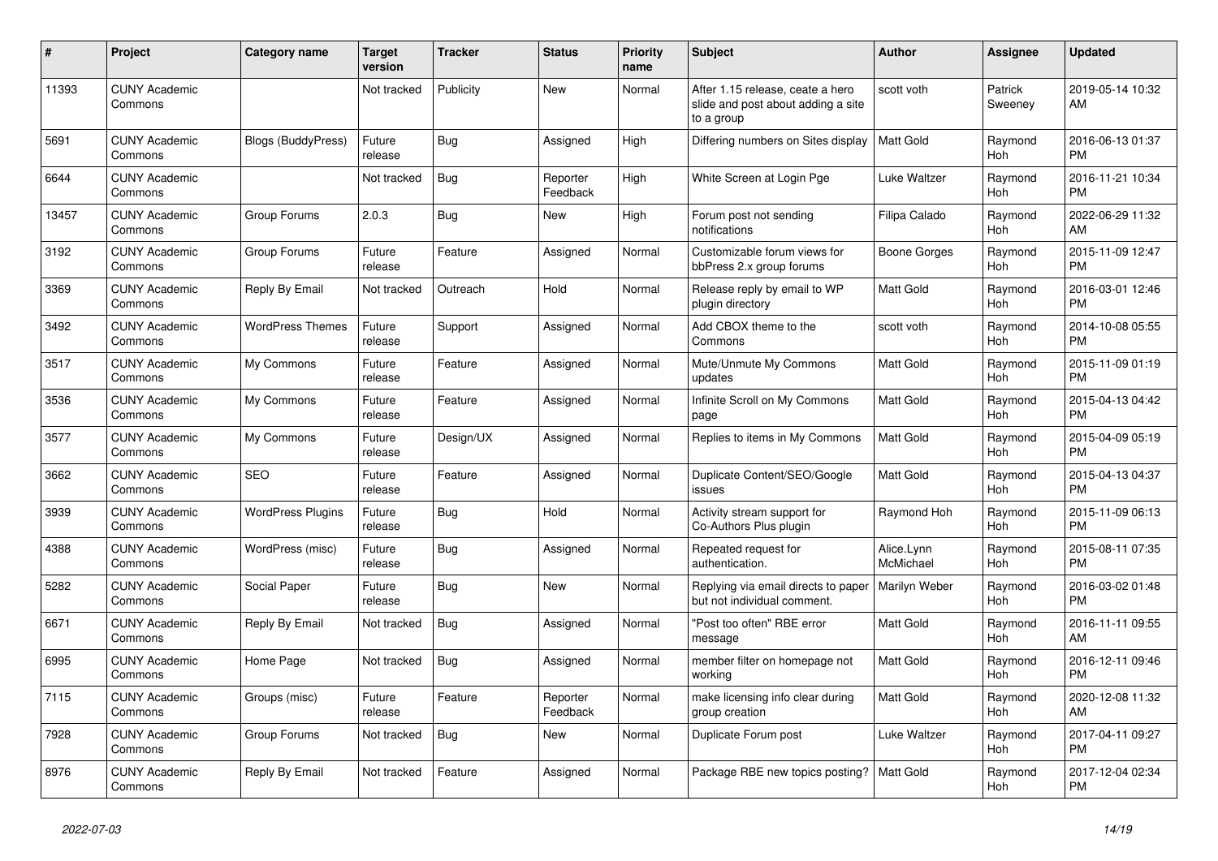| # | Project | Category name | Target version | Tracker | Status | Priority name | Subject | Author | Assignee | Updated |
|---|---|---|---|---|---|---|---|---|---|---|
| 11393 | CUNY Academic Commons | | Not tracked | Publicity | New | Normal | After 1.15 release, ceate a hero slide and post about adding a site to a group | scott voth | Patrick Sweeney | 2019-05-14 10:32 AM |
| 5691 | CUNY Academic Commons | Blogs (BuddyPress) | Future release | Bug | Assigned | High | Differing numbers on Sites display | Matt Gold | Raymond Hoh | 2016-06-13 01:37 PM |
| 6644 | CUNY Academic Commons | | Not tracked | Bug | Reporter Feedback | High | White Screen at Login Pge | Luke Waltzer | Raymond Hoh | 2016-11-21 10:34 PM |
| 13457 | CUNY Academic Commons | Group Forums | 2.0.3 | Bug | New | High | Forum post not sending notifications | Filipa Calado | Raymond Hoh | 2022-06-29 11:32 AM |
| 3192 | CUNY Academic Commons | Group Forums | Future release | Feature | Assigned | Normal | Customizable forum views for bbPress 2.x group forums | Boone Gorges | Raymond Hoh | 2015-11-09 12:47 PM |
| 3369 | CUNY Academic Commons | Reply By Email | Not tracked | Outreach | Hold | Normal | Release reply by email to WP plugin directory | Matt Gold | Raymond Hoh | 2016-03-01 12:46 PM |
| 3492 | CUNY Academic Commons | WordPress Themes | Future release | Support | Assigned | Normal | Add CBOX theme to the Commons | scott voth | Raymond Hoh | 2014-10-08 05:55 PM |
| 3517 | CUNY Academic Commons | My Commons | Future release | Feature | Assigned | Normal | Mute/Unmute My Commons updates | Matt Gold | Raymond Hoh | 2015-11-09 01:19 PM |
| 3536 | CUNY Academic Commons | My Commons | Future release | Feature | Assigned | Normal | Infinite Scroll on My Commons page | Matt Gold | Raymond Hoh | 2015-04-13 04:42 PM |
| 3577 | CUNY Academic Commons | My Commons | Future release | Design/UX | Assigned | Normal | Replies to items in My Commons | Matt Gold | Raymond Hoh | 2015-04-09 05:19 PM |
| 3662 | CUNY Academic Commons | SEO | Future release | Feature | Assigned | Normal | Duplicate Content/SEO/Google issues | Matt Gold | Raymond Hoh | 2015-04-13 04:37 PM |
| 3939 | CUNY Academic Commons | WordPress Plugins | Future release | Bug | Hold | Normal | Activity stream support for Co-Authors Plus plugin | Raymond Hoh | Raymond Hoh | 2015-11-09 06:13 PM |
| 4388 | CUNY Academic Commons | WordPress (misc) | Future release | Bug | Assigned | Normal | Repeated request for authentication. | Alice.Lynn McMichael | Raymond Hoh | 2015-08-11 07:35 PM |
| 5282 | CUNY Academic Commons | Social Paper | Future release | Bug | New | Normal | Replying via email directs to paper but not individual comment. | Marilyn Weber | Raymond Hoh | 2016-03-02 01:48 PM |
| 6671 | CUNY Academic Commons | Reply By Email | Not tracked | Bug | Assigned | Normal | "Post too often" RBE error message | Matt Gold | Raymond Hoh | 2016-11-11 09:55 AM |
| 6995 | CUNY Academic Commons | Home Page | Not tracked | Bug | Assigned | Normal | member filter on homepage not working | Matt Gold | Raymond Hoh | 2016-12-11 09:46 PM |
| 7115 | CUNY Academic Commons | Groups (misc) | Future release | Feature | Reporter Feedback | Normal | make licensing info clear during group creation | Matt Gold | Raymond Hoh | 2020-12-08 11:32 AM |
| 7928 | CUNY Academic Commons | Group Forums | Not tracked | Bug | New | Normal | Duplicate Forum post | Luke Waltzer | Raymond Hoh | 2017-04-11 09:27 PM |
| 8976 | CUNY Academic Commons | Reply By Email | Not tracked | Feature | Assigned | Normal | Package RBE new topics posting? | Matt Gold | Raymond Hoh | 2017-12-04 02:34 PM |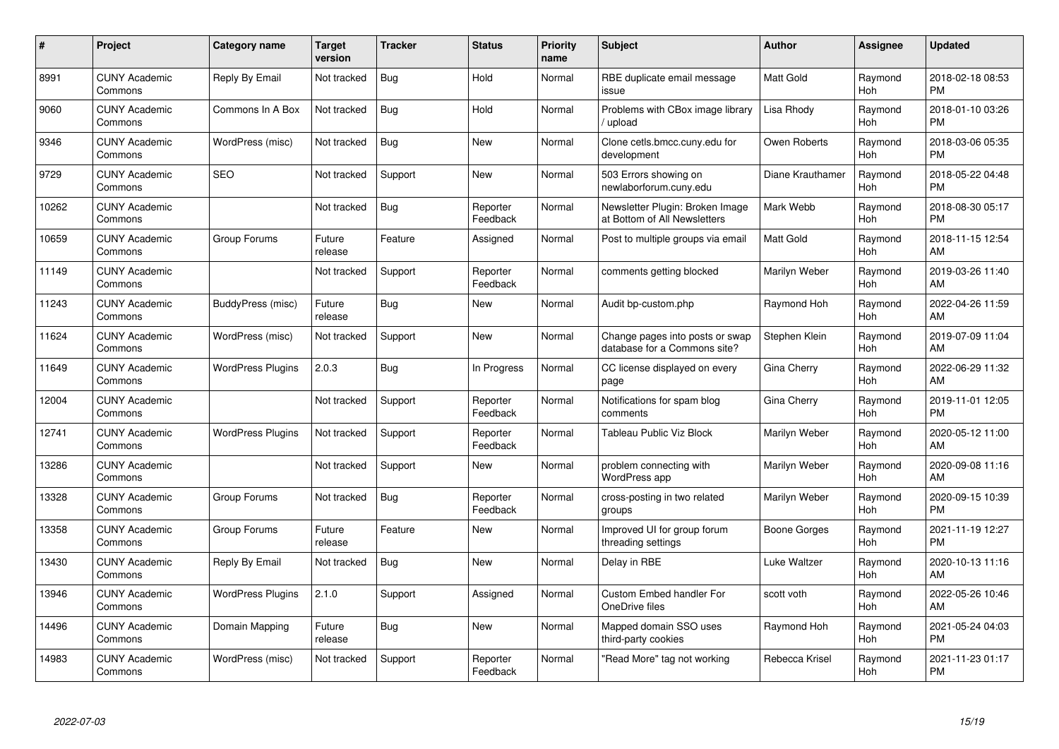| # | Project | Category name | Target version | Tracker | Status | Priority name | Subject | Author | Assignee | Updated |
|---|---|---|---|---|---|---|---|---|---|---|
| 8991 | CUNY Academic Commons | Reply By Email | Not tracked | Bug | Hold | Normal | RBE duplicate email message issue | Matt Gold | Raymond Hoh | 2018-02-18 08:53 PM |
| 9060 | CUNY Academic Commons | Commons In A Box | Not tracked | Bug | Hold | Normal | Problems with CBox image library / upload | Lisa Rhody | Raymond Hoh | 2018-01-10 03:26 PM |
| 9346 | CUNY Academic Commons | WordPress (misc) | Not tracked | Bug | New | Normal | Clone cetls.bmcc.cuny.edu for development | Owen Roberts | Raymond Hoh | 2018-03-06 05:35 PM |
| 9729 | CUNY Academic Commons | SEO | Not tracked | Support | New | Normal | 503 Errors showing on newlaborforum.cuny.edu | Diane Krauthamer | Raymond Hoh | 2018-05-22 04:48 PM |
| 10262 | CUNY Academic Commons | | Not tracked | Bug | Reporter Feedback | Normal | Newsletter Plugin: Broken Image at Bottom of All Newsletters | Mark Webb | Raymond Hoh | 2018-08-30 05:17 PM |
| 10659 | CUNY Academic Commons | Group Forums | Future release | Feature | Assigned | Normal | Post to multiple groups via email | Matt Gold | Raymond Hoh | 2018-11-15 12:54 AM |
| 11149 | CUNY Academic Commons | | Not tracked | Support | Reporter Feedback | Normal | comments getting blocked | Marilyn Weber | Raymond Hoh | 2019-03-26 11:40 AM |
| 11243 | CUNY Academic Commons | BuddyPress (misc) | Future release | Bug | New | Normal | Audit bp-custom.php | Raymond Hoh | Raymond Hoh | 2022-04-26 11:59 AM |
| 11624 | CUNY Academic Commons | WordPress (misc) | Not tracked | Support | New | Normal | Change pages into posts or swap database for a Commons site? | Stephen Klein | Raymond Hoh | 2019-07-09 11:04 AM |
| 11649 | CUNY Academic Commons | WordPress Plugins | 2.0.3 | Bug | In Progress | Normal | CC license displayed on every page | Gina Cherry | Raymond Hoh | 2022-06-29 11:32 AM |
| 12004 | CUNY Academic Commons | | Not tracked | Support | Reporter Feedback | Normal | Notifications for spam blog comments | Gina Cherry | Raymond Hoh | 2019-11-01 12:05 PM |
| 12741 | CUNY Academic Commons | WordPress Plugins | Not tracked | Support | Reporter Feedback | Normal | Tableau Public Viz Block | Marilyn Weber | Raymond Hoh | 2020-05-12 11:00 AM |
| 13286 | CUNY Academic Commons | | Not tracked | Support | New | Normal | problem connecting with WordPress app | Marilyn Weber | Raymond Hoh | 2020-09-08 11:16 AM |
| 13328 | CUNY Academic Commons | Group Forums | Not tracked | Bug | Reporter Feedback | Normal | cross-posting in two related groups | Marilyn Weber | Raymond Hoh | 2020-09-15 10:39 PM |
| 13358 | CUNY Academic Commons | Group Forums | Future release | Feature | New | Normal | Improved UI for group forum threading settings | Boone Gorges | Raymond Hoh | 2021-11-19 12:27 PM |
| 13430 | CUNY Academic Commons | Reply By Email | Not tracked | Bug | New | Normal | Delay in RBE | Luke Waltzer | Raymond Hoh | 2020-10-13 11:16 AM |
| 13946 | CUNY Academic Commons | WordPress Plugins | 2.1.0 | Support | Assigned | Normal | Custom Embed handler For OneDrive files | scott voth | Raymond Hoh | 2022-05-26 10:46 AM |
| 14496 | CUNY Academic Commons | Domain Mapping | Future release | Bug | New | Normal | Mapped domain SSO uses third-party cookies | Raymond Hoh | Raymond Hoh | 2021-05-24 04:03 PM |
| 14983 | CUNY Academic Commons | WordPress (misc) | Not tracked | Support | Reporter Feedback | Normal | "Read More" tag not working | Rebecca Krisel | Raymond Hoh | 2021-11-23 01:17 PM |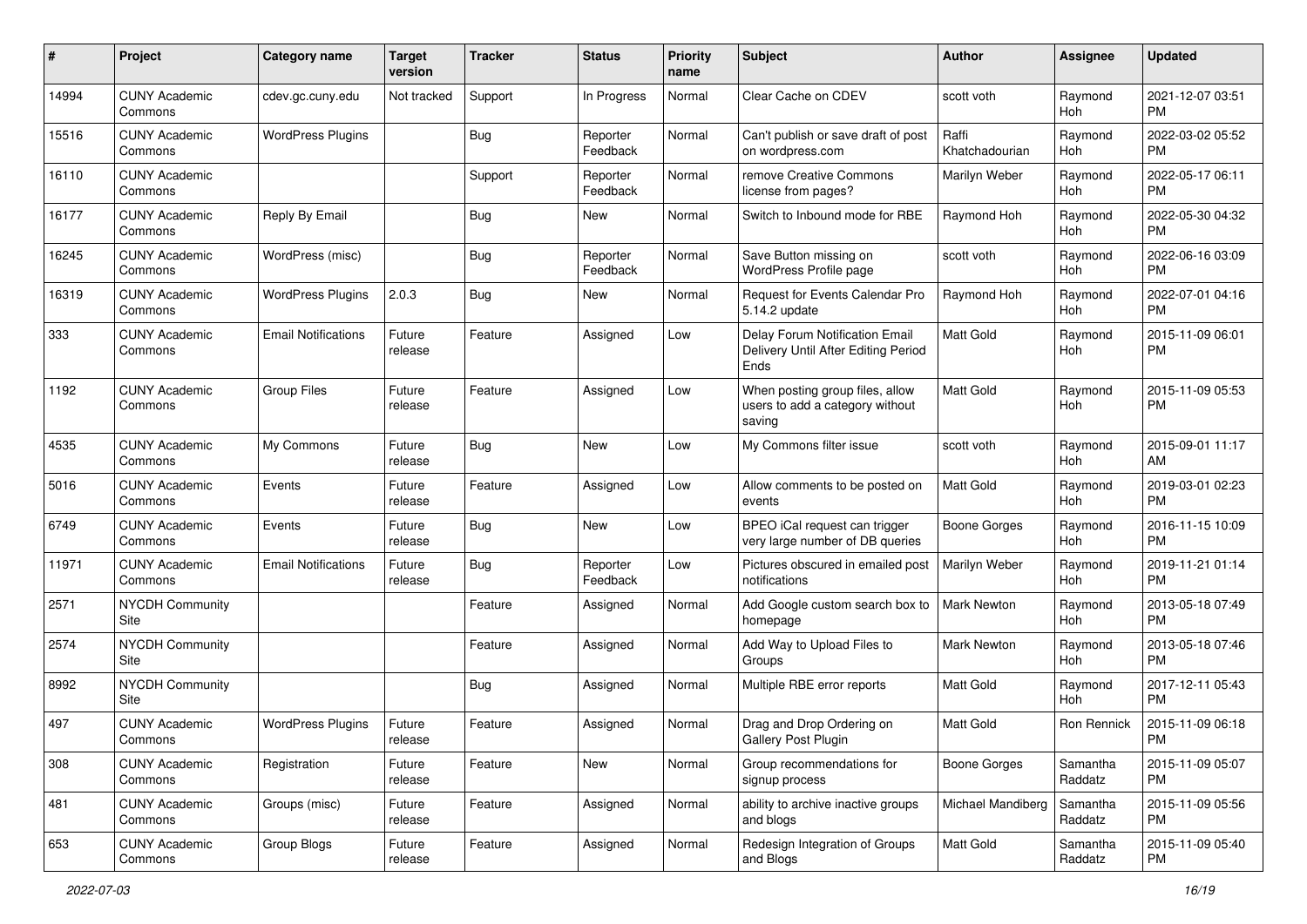| # | Project | Category name | Target version | Tracker | Status | Priority name | Subject | Author | Assignee | Updated |
|---|---|---|---|---|---|---|---|---|---|---|
| 14994 | CUNY Academic Commons | cdev.gc.cuny.edu | Not tracked | Support | In Progress | Normal | Clear Cache on CDEV | scott voth | Raymond Hoh | 2021-12-07 03:51 PM |
| 15516 | CUNY Academic Commons | WordPress Plugins | | Bug | Reporter Feedback | Normal | Can't publish or save draft of post on wordpress.com | Raffi Khatchadourian | Raymond Hoh | 2022-03-02 05:52 PM |
| 16110 | CUNY Academic Commons | | | Support | Reporter Feedback | Normal | remove Creative Commons license from pages? | Marilyn Weber | Raymond Hoh | 2022-05-17 06:11 PM |
| 16177 | CUNY Academic Commons | Reply By Email | | Bug | New | Normal | Switch to Inbound mode for RBE | Raymond Hoh | Raymond Hoh | 2022-05-30 04:32 PM |
| 16245 | CUNY Academic Commons | WordPress (misc) | | Bug | Reporter Feedback | Normal | Save Button missing on WordPress Profile page | scott voth | Raymond Hoh | 2022-06-16 03:09 PM |
| 16319 | CUNY Academic Commons | WordPress Plugins | 2.0.3 | Bug | New | Normal | Request for Events Calendar Pro 5.14.2 update | Raymond Hoh | Raymond Hoh | 2022-07-01 04:16 PM |
| 333 | CUNY Academic Commons | Email Notifications | Future release | Feature | Assigned | Low | Delay Forum Notification Email Delivery Until After Editing Period Ends | Matt Gold | Raymond Hoh | 2015-11-09 06:01 PM |
| 1192 | CUNY Academic Commons | Group Files | Future release | Feature | Assigned | Low | When posting group files, allow users to add a category without saving | Matt Gold | Raymond Hoh | 2015-11-09 05:53 PM |
| 4535 | CUNY Academic Commons | My Commons | Future release | Bug | New | Low | My Commons filter issue | scott voth | Raymond Hoh | 2015-09-01 11:17 AM |
| 5016 | CUNY Academic Commons | Events | Future release | Feature | Assigned | Low | Allow comments to be posted on events | Matt Gold | Raymond Hoh | 2019-03-01 02:23 PM |
| 6749 | CUNY Academic Commons | Events | Future release | Bug | New | Low | BPEO iCal request can trigger very large number of DB queries | Boone Gorges | Raymond Hoh | 2016-11-15 10:09 PM |
| 11971 | CUNY Academic Commons | Email Notifications | Future release | Bug | Reporter Feedback | Low | Pictures obscured in emailed post notifications | Marilyn Weber | Raymond Hoh | 2019-11-21 01:14 PM |
| 2571 | NYCDH Community Site | | | Feature | Assigned | Normal | Add Google custom search box to homepage | Mark Newton | Raymond Hoh | 2013-05-18 07:49 PM |
| 2574 | NYCDH Community Site | | | Feature | Assigned | Normal | Add Way to Upload Files to Groups | Mark Newton | Raymond Hoh | 2013-05-18 07:46 PM |
| 8992 | NYCDH Community Site | | | Bug | Assigned | Normal | Multiple RBE error reports | Matt Gold | Raymond Hoh | 2017-12-11 05:43 PM |
| 497 | CUNY Academic Commons | WordPress Plugins | Future release | Feature | Assigned | Normal | Drag and Drop Ordering on Gallery Post Plugin | Matt Gold | Ron Rennick | 2015-11-09 06:18 PM |
| 308 | CUNY Academic Commons | Registration | Future release | Feature | New | Normal | Group recommendations for signup process | Boone Gorges | Samantha Raddatz | 2015-11-09 05:07 PM |
| 481 | CUNY Academic Commons | Groups (misc) | Future release | Feature | Assigned | Normal | ability to archive inactive groups and blogs | Michael Mandiberg | Samantha Raddatz | 2015-11-09 05:56 PM |
| 653 | CUNY Academic Commons | Group Blogs | Future release | Feature | Assigned | Normal | Redesign Integration of Groups and Blogs | Matt Gold | Samantha Raddatz | 2015-11-09 05:40 PM |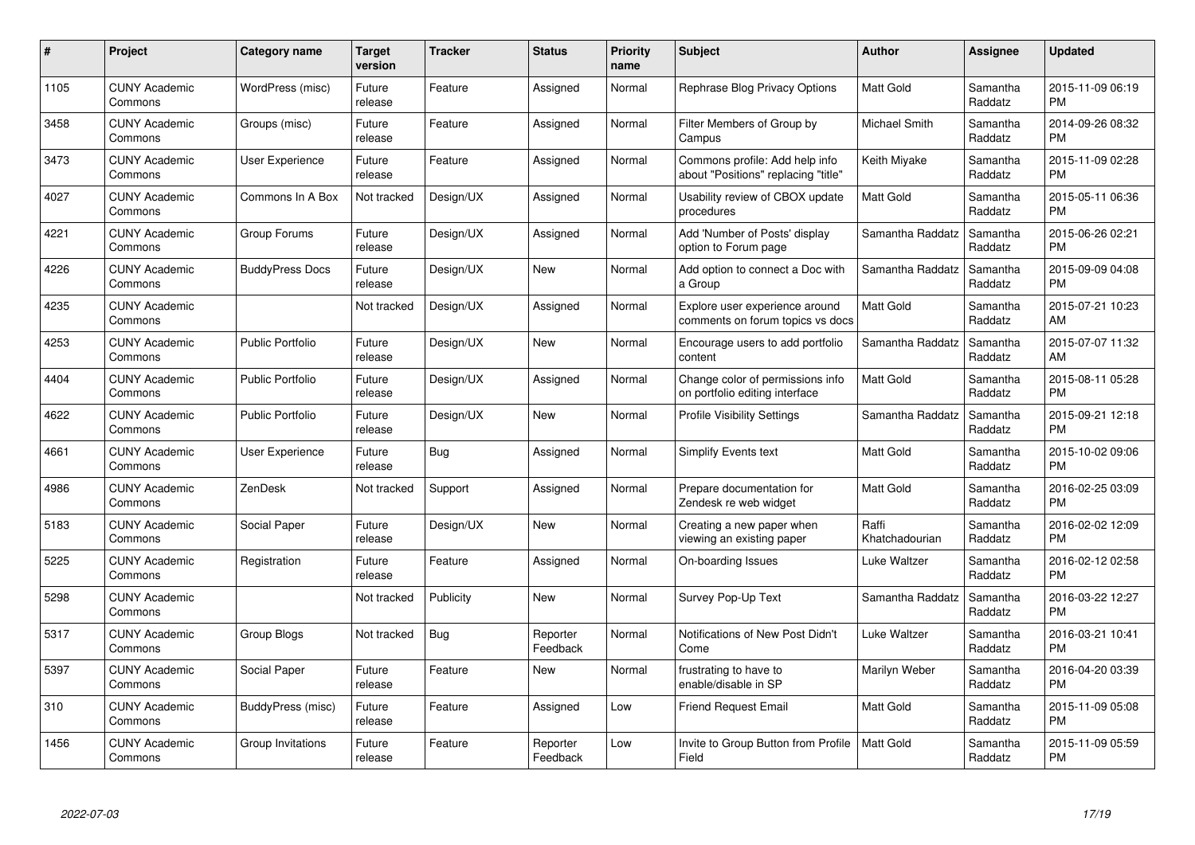| # | Project | Category name | Target version | Tracker | Status | Priority name | Subject | Author | Assignee | Updated |
|---|---|---|---|---|---|---|---|---|---|---|
| 1105 | CUNY Academic Commons | WordPress (misc) | Future release | Feature | Assigned | Normal | Rephrase Blog Privacy Options | Matt Gold | Samantha Raddatz | 2015-11-09 06:19 PM |
| 3458 | CUNY Academic Commons | Groups (misc) | Future release | Feature | Assigned | Normal | Filter Members of Group by Campus | Michael Smith | Samantha Raddatz | 2014-09-26 08:32 PM |
| 3473 | CUNY Academic Commons | User Experience | Future release | Feature | Assigned | Normal | Commons profile: Add help info about "Positions" replacing "title" | Keith Miyake | Samantha Raddatz | 2015-11-09 02:28 PM |
| 4027 | CUNY Academic Commons | Commons In A Box | Not tracked | Design/UX | Assigned | Normal | Usability review of CBOX update procedures | Matt Gold | Samantha Raddatz | 2015-05-11 06:36 PM |
| 4221 | CUNY Academic Commons | Group Forums | Future release | Design/UX | Assigned | Normal | Add 'Number of Posts' display option to Forum page | Samantha Raddatz | Samantha Raddatz | 2015-06-26 02:21 PM |
| 4226 | CUNY Academic Commons | BuddyPress Docs | Future release | Design/UX | New | Normal | Add option to connect a Doc with a Group | Samantha Raddatz | Samantha Raddatz | 2015-09-09 04:08 PM |
| 4235 | CUNY Academic Commons | | Not tracked | Design/UX | Assigned | Normal | Explore user experience around comments on forum topics vs docs | Matt Gold | Samantha Raddatz | 2015-07-21 10:23 AM |
| 4253 | CUNY Academic Commons | Public Portfolio | Future release | Design/UX | New | Normal | Encourage users to add portfolio content | Samantha Raddatz | Samantha Raddatz | 2015-07-07 11:32 AM |
| 4404 | CUNY Academic Commons | Public Portfolio | Future release | Design/UX | Assigned | Normal | Change color of permissions info on portfolio editing interface | Matt Gold | Samantha Raddatz | 2015-08-11 05:28 PM |
| 4622 | CUNY Academic Commons | Public Portfolio | Future release | Design/UX | New | Normal | Profile Visibility Settings | Samantha Raddatz | Samantha Raddatz | 2015-09-21 12:18 PM |
| 4661 | CUNY Academic Commons | User Experience | Future release | Bug | Assigned | Normal | Simplify Events text | Matt Gold | Samantha Raddatz | 2015-10-02 09:06 PM |
| 4986 | CUNY Academic Commons | ZenDesk | Not tracked | Support | Assigned | Normal | Prepare documentation for Zendesk re web widget | Matt Gold | Samantha Raddatz | 2016-02-25 03:09 PM |
| 5183 | CUNY Academic Commons | Social Paper | Future release | Design/UX | New | Normal | Creating a new paper when viewing an existing paper | Raffi Khatchadourian | Samantha Raddatz | 2016-02-02 12:09 PM |
| 5225 | CUNY Academic Commons | Registration | Future release | Feature | Assigned | Normal | On-boarding Issues | Luke Waltzer | Samantha Raddatz | 2016-02-12 02:58 PM |
| 5298 | CUNY Academic Commons | | Not tracked | Publicity | New | Normal | Survey Pop-Up Text | Samantha Raddatz | Samantha Raddatz | 2016-03-22 12:27 PM |
| 5317 | CUNY Academic Commons | Group Blogs | Not tracked | Bug | Reporter Feedback | Normal | Notifications of New Post Didn't Come | Luke Waltzer | Samantha Raddatz | 2016-03-21 10:41 PM |
| 5397 | CUNY Academic Commons | Social Paper | Future release | Feature | New | Normal | frustrating to have to enable/disable in SP | Marilyn Weber | Samantha Raddatz | 2016-04-20 03:39 PM |
| 310 | CUNY Academic Commons | BuddyPress (misc) | Future release | Feature | Assigned | Low | Friend Request Email | Matt Gold | Samantha Raddatz | 2015-11-09 05:08 PM |
| 1456 | CUNY Academic Commons | Group Invitations | Future release | Feature | Reporter Feedback | Low | Invite to Group Button from Profile Field | Matt Gold | Samantha Raddatz | 2015-11-09 05:59 PM |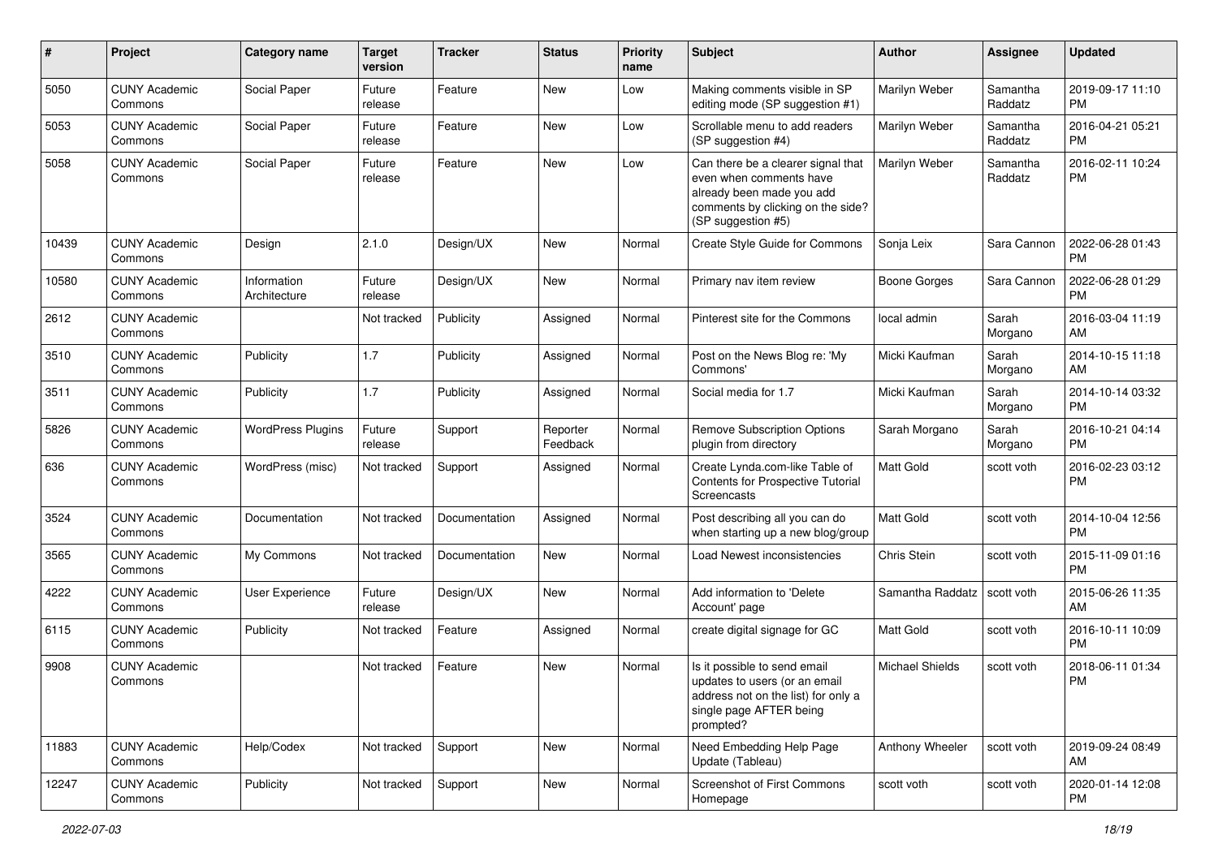| # | Project | Category name | Target version | Tracker | Status | Priority name | Subject | Author | Assignee | Updated |
|---|---|---|---|---|---|---|---|---|---|---|
| 5050 | CUNY Academic Commons | Social Paper | Future release | Feature | New | Low | Making comments visible in SP editing mode (SP suggestion #1) | Marilyn Weber | Samantha Raddatz | 2019-09-17 11:10 PM |
| 5053 | CUNY Academic Commons | Social Paper | Future release | Feature | New | Low | Scrollable menu to add readers (SP suggestion #4) | Marilyn Weber | Samantha Raddatz | 2016-04-21 05:21 PM |
| 5058 | CUNY Academic Commons | Social Paper | Future release | Feature | New | Low | Can there be a clearer signal that even when comments have already been made you add comments by clicking on the side? (SP suggestion #5) | Marilyn Weber | Samantha Raddatz | 2016-02-11 10:24 PM |
| 10439 | CUNY Academic Commons | Design | 2.1.0 | Design/UX | New | Normal | Create Style Guide for Commons | Sonja Leix | Sara Cannon | 2022-06-28 01:43 PM |
| 10580 | CUNY Academic Commons | Information Architecture | Future release | Design/UX | New | Normal | Primary nav item review | Boone Gorges | Sara Cannon | 2022-06-28 01:29 PM |
| 2612 | CUNY Academic Commons | | Not tracked | Publicity | Assigned | Normal | Pinterest site for the Commons | local admin | Sarah Morgano | 2016-03-04 11:19 AM |
| 3510 | CUNY Academic Commons | Publicity | 1.7 | Publicity | Assigned | Normal | Post on the News Blog re: 'My Commons' | Micki Kaufman | Sarah Morgano | 2014-10-15 11:18 AM |
| 3511 | CUNY Academic Commons | Publicity | 1.7 | Publicity | Assigned | Normal | Social media for 1.7 | Micki Kaufman | Sarah Morgano | 2014-10-14 03:32 PM |
| 5826 | CUNY Academic Commons | WordPress Plugins | Future release | Support | Reporter Feedback | Normal | Remove Subscription Options plugin from directory | Sarah Morgano | Sarah Morgano | 2016-10-21 04:14 PM |
| 636 | CUNY Academic Commons | WordPress (misc) | Not tracked | Support | Assigned | Normal | Create Lynda.com-like Table of Contents for Prospective Tutorial Screencasts | Matt Gold | scott voth | 2016-02-23 03:12 PM |
| 3524 | CUNY Academic Commons | Documentation | Not tracked | Documentation | Assigned | Normal | Post describing all you can do when starting up a new blog/group | Matt Gold | scott voth | 2014-10-04 12:56 PM |
| 3565 | CUNY Academic Commons | My Commons | Not tracked | Documentation | New | Normal | Load Newest inconsistencies | Chris Stein | scott voth | 2015-11-09 01:16 PM |
| 4222 | CUNY Academic Commons | User Experience | Future release | Design/UX | New | Normal | Add information to 'Delete Account' page | Samantha Raddatz | scott voth | 2015-06-26 11:35 AM |
| 6115 | CUNY Academic Commons | Publicity | Not tracked | Feature | Assigned | Normal | create digital signage for GC | Matt Gold | scott voth | 2016-10-11 10:09 PM |
| 9908 | CUNY Academic Commons | | Not tracked | Feature | New | Normal | Is it possible to send email updates to users (or an email address not on the list) for only a single page AFTER being prompted? | Michael Shields | scott voth | 2018-06-11 01:34 PM |
| 11883 | CUNY Academic Commons | Help/Codex | Not tracked | Support | New | Normal | Need Embedding Help Page Update (Tableau) | Anthony Wheeler | scott voth | 2019-09-24 08:49 AM |
| 12247 | CUNY Academic Commons | Publicity | Not tracked | Support | New | Normal | Screenshot of First Commons Homepage | scott voth | scott voth | 2020-01-14 12:08 PM |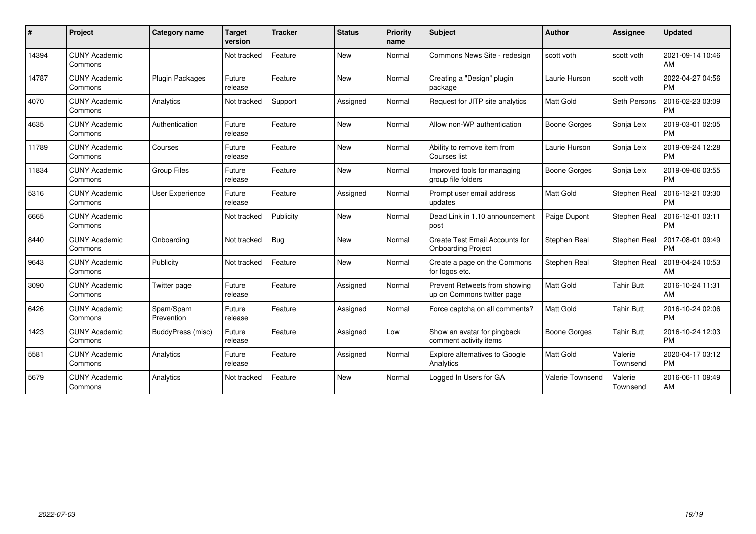| # | Project | Category name | Target version | Tracker | Status | Priority name | Subject | Author | Assignee | Updated |
|---|---|---|---|---|---|---|---|---|---|---|
| 14394 | CUNY Academic Commons | | Not tracked | Feature | New | Normal | Commons News Site - redesign | scott voth | scott voth | 2021-09-14 10:46 AM |
| 14787 | CUNY Academic Commons | Plugin Packages | Future release | Feature | New | Normal | Creating a "Design" plugin package | Laurie Hurson | scott voth | 2022-04-27 04:56 PM |
| 4070 | CUNY Academic Commons | Analytics | Not tracked | Support | Assigned | Normal | Request for JITP site analytics | Matt Gold | Seth Persons | 2016-02-23 03:09 PM |
| 4635 | CUNY Academic Commons | Authentication | Future release | Feature | New | Normal | Allow non-WP authentication | Boone Gorges | Sonja Leix | 2019-03-01 02:05 PM |
| 11789 | CUNY Academic Commons | Courses | Future release | Feature | New | Normal | Ability to remove item from Courses list | Laurie Hurson | Sonja Leix | 2019-09-24 12:28 PM |
| 11834 | CUNY Academic Commons | Group Files | Future release | Feature | New | Normal | Improved tools for managing group file folders | Boone Gorges | Sonja Leix | 2019-09-06 03:55 PM |
| 5316 | CUNY Academic Commons | User Experience | Future release | Feature | Assigned | Normal | Prompt user email address updates | Matt Gold | Stephen Real | 2016-12-21 03:30 PM |
| 6665 | CUNY Academic Commons | | Not tracked | Publicity | New | Normal | Dead Link in 1.10 announcement post | Paige Dupont | Stephen Real | 2016-12-01 03:11 PM |
| 8440 | CUNY Academic Commons | Onboarding | Not tracked | Bug | New | Normal | Create Test Email Accounts for Onboarding Project | Stephen Real | Stephen Real | 2017-08-01 09:49 PM |
| 9643 | CUNY Academic Commons | Publicity | Not tracked | Feature | New | Normal | Create a page on the Commons for logos etc. | Stephen Real | Stephen Real | 2018-04-24 10:53 AM |
| 3090 | CUNY Academic Commons | Twitter page | Future release | Feature | Assigned | Normal | Prevent Retweets from showing up on Commons twitter page | Matt Gold | Tahir Butt | 2016-10-24 11:31 AM |
| 6426 | CUNY Academic Commons | Spam/Spam Prevention | Future release | Feature | Assigned | Normal | Force captcha on all comments? | Matt Gold | Tahir Butt | 2016-10-24 02:06 PM |
| 1423 | CUNY Academic Commons | BuddyPress (misc) | Future release | Feature | Assigned | Low | Show an avatar for pingback comment activity items | Boone Gorges | Tahir Butt | 2016-10-24 12:03 PM |
| 5581 | CUNY Academic Commons | Analytics | Future release | Feature | Assigned | Normal | Explore alternatives to Google Analytics | Matt Gold | Valerie Townsend | 2020-04-17 03:12 PM |
| 5679 | CUNY Academic Commons | Analytics | Not tracked | Feature | New | Normal | Logged In Users for GA | Valerie Townsend | Valerie Townsend | 2016-06-11 09:49 AM |